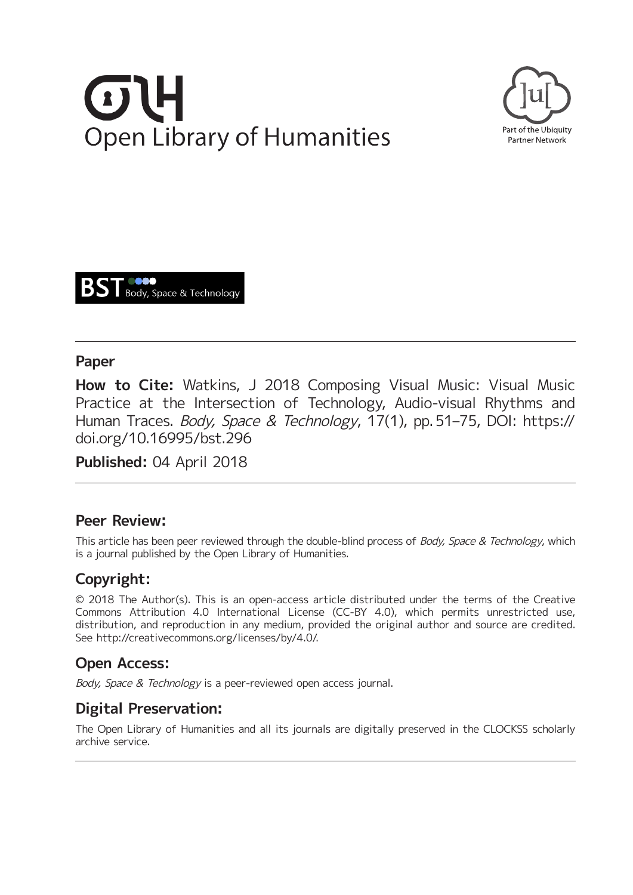Open Library of Humanities

Part of the Ubiquity Partner Network

BST Body, Space & Technology

## Paper

**How to Cite:** Watkins, J 2018 Composing Visual Music: Visual Music Practice at the Intersection of Technology, Audio-visual Rhythms and Human Traces. *Body, Space & Technology*, 17(1), pp. 51–75, DOI: https://doi.org/10.16995/bst.296

**Published:** 04 April 2018

## Peer Review:

This article has been peer reviewed through the double-blind process of *Body, Space & Technology*, which is a journal published by the Open Library of Humanities.

## Copyright:

© 2018 The Author(s). This is an open-access article distributed under the terms of the Creative Commons Attribution 4.0 International License (CC-BY 4.0), which permits unrestricted use, distribution, and reproduction in any medium, provided the original author and source are credited. See http://creativecommons.org/licenses/by/4.0/.

## Open Access:

*Body, Space & Technology* is a peer-reviewed open access journal.

## Digital Preservation:

The Open Library of Humanities and all its journals are digitally preserved in the CLOCKSS scholarly archive service.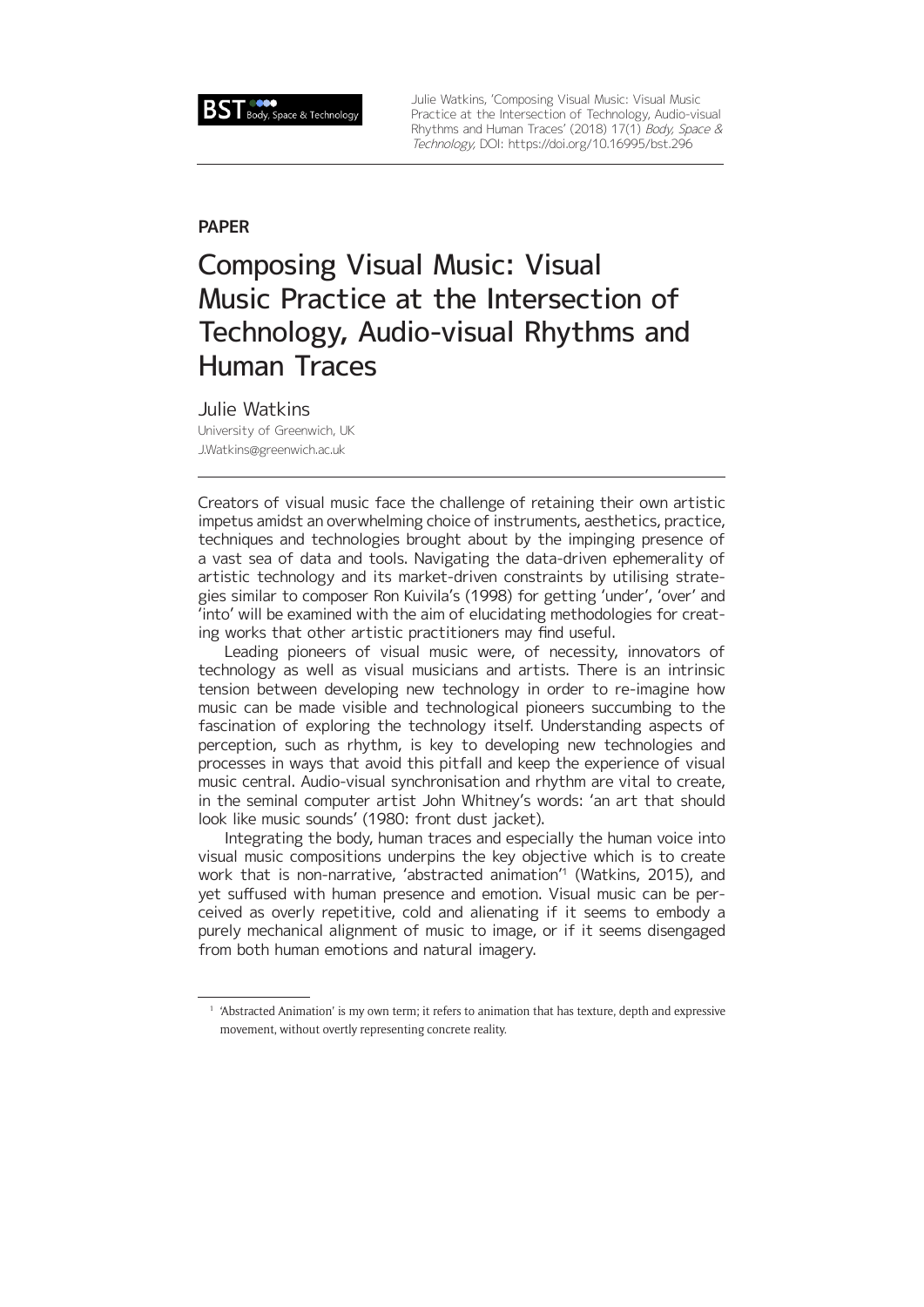**PAPER**

# Composing Visual Music: Visual Music Practice at the Intersection of Technology, Audio-visual Rhythms and Human Traces

Julie Watkins

University of Greenwich, UK

J.Watkins@greenwich.ac.uk

Creators of visual music face the challenge of retaining their own artistic impetus amidst an overwhelming choice of instruments, aesthetics, practice, techniques and technologies brought about by the impinging presence of a vast sea of data and tools. Navigating the data-driven ephemerality of artistic technology and its market-driven constraints by utilising strategies similar to composer Ron Kuivila's (1998) for getting 'under', 'over' and 'into' will be examined with the aim of elucidating methodologies for creating works that other artistic practitioners may find useful.

Leading pioneers of visual music were, of necessity, innovators of technology as well as visual musicians and artists. There is an intrinsic tension between developing new technology in order to re-imagine how music can be made visible and technological pioneers succumbing to the fascination of exploring the technology itself. Understanding aspects of perception, such as rhythm, is key to developing new technologies and processes in ways that avoid this pitfall and keep the experience of visual music central. Audio-visual synchronisation and rhythm are vital to create, in the seminal computer artist John Whitney's words: 'an art that should look like music sounds' (1980: front dust jacket).

Integrating the body, human traces and especially the human voice into visual music compositions underpins the key objective which is to create work that is non-narrative, 'abstracted animation'[1] (Watkins, 2015), and yet suffused with human presence and emotion. Visual music can be perceived as overly repetitive, cold and alienating if it seems to embody a purely mechanical alignment of music to image, or if it seems disengaged from both human emotions and natural imagery.

[1] 'Abstracted Animation' is my own term; it refers to animation that has texture, depth and expressive movement, without overtly representing concrete reality.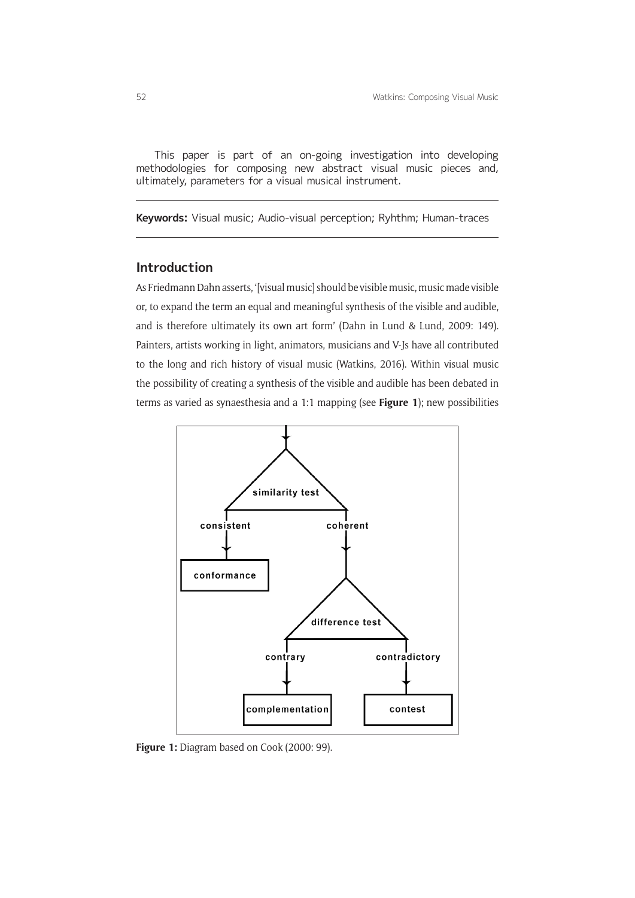This paper is part of an on-going investigation into developing methodologies for composing new abstract visual music pieces and, ultimately, parameters for a visual musical instrument.

**Keywords:** Visual music; Audio-visual perception; Ryhthm; Human-traces

## Introduction

As Friedmann Dahn asserts, '[visual music] should be visible music, music made visible or, to expand the term an equal and meaningful synthesis of the visible and audible, and is therefore ultimately its own art form' (Dahn in Lund & Lund, 2009: 149). Painters, artists working in light, animators, musicians and V-Js have all contributed to the long and rich history of visual music (Watkins, 2016). Within visual music the possibility of creating a synthesis of the visible and audible has been debated in terms as varied as synaesthesia and a 1:1 mapping (see **Figure 1**); new possibilities

**Figure 1:** Diagram based on Cook (2000: 99).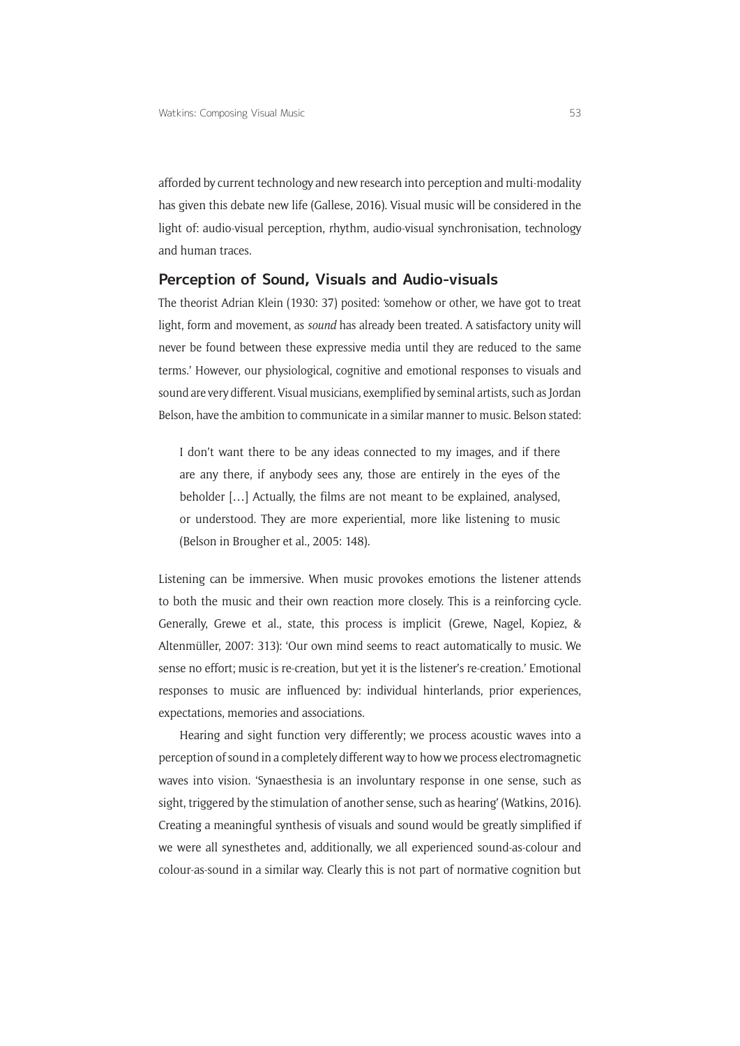afforded by current technology and new research into perception and multi-modality has given this debate new life (Gallese, 2016). Visual music will be considered in the light of: audio-visual perception, rhythm, audio-visual synchronisation, technology and human traces.

## Perception of Sound, Visuals and Audio-visuals

The theorist Adrian Klein (1930: 37) posited: 'somehow or other, we have got to treat light, form and movement, as *sound* has already been treated. A satisfactory unity will never be found between these expressive media until they are reduced to the same terms.' However, our physiological, cognitive and emotional responses to visuals and sound are very different. Visual musicians, exemplified by seminal artists, such as Jordan Belson, have the ambition to communicate in a similar manner to music. Belson stated:

> I don't want there to be any ideas connected to my images, and if there are any there, if anybody sees any, those are entirely in the eyes of the beholder […] Actually, the films are not meant to be explained, analysed, or understood. They are more experiential, more like listening to music (Belson in Brougher et al., 2005: 148).

Listening can be immersive. When music provokes emotions the listener attends to both the music and their own reaction more closely. This is a reinforcing cycle. Generally, Grewe et al., state, this process is implicit (Grewe, Nagel, Kopiez, & Altenmüller, 2007: 313): 'Our own mind seems to react automatically to music. We sense no effort; music is re-creation, but yet it is the listener's re-creation.' Emotional responses to music are influenced by: individual hinterlands, prior experiences, expectations, memories and associations.

Hearing and sight function very differently; we process acoustic waves into a perception of sound in a completely different way to how we process electromagnetic waves into vision. 'Synaesthesia is an involuntary response in one sense, such as sight, triggered by the stimulation of another sense, such as hearing' (Watkins, 2016). Creating a meaningful synthesis of visuals and sound would be greatly simplified if we were all synesthetes and, additionally, we all experienced sound-as-colour and colour-as-sound in a similar way. Clearly this is not part of normative cognition but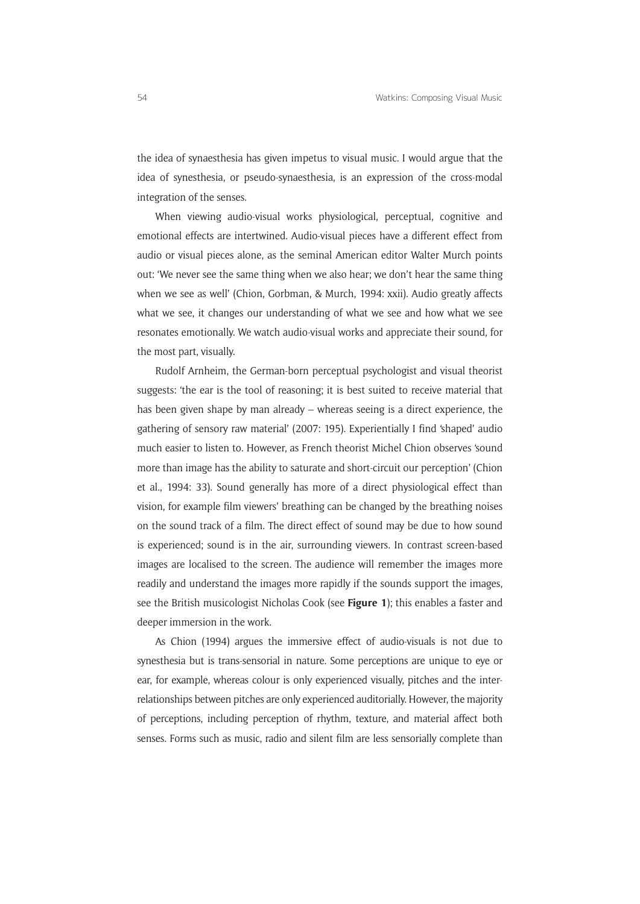the idea of synaesthesia has given impetus to visual music. I would argue that the idea of synesthesia, or pseudo-synaesthesia, is an expression of the cross-modal integration of the senses.

When viewing audio-visual works physiological, perceptual, cognitive and emotional effects are intertwined. Audio-visual pieces have a different effect from audio or visual pieces alone, as the seminal American editor Walter Murch points out: 'We never see the same thing when we also hear; we don't hear the same thing when we see as well' (Chion, Gorbman, & Murch, 1994: xxii). Audio greatly affects what we see, it changes our understanding of what we see and how what we see resonates emotionally. We watch audio-visual works and appreciate their sound, for the most part, visually.

Rudolf Arnheim, the German-born perceptual psychologist and visual theorist suggests: 'the ear is the tool of reasoning; it is best suited to receive material that has been given shape by man already – whereas seeing is a direct experience, the gathering of sensory raw material' (2007: 195). Experientially I find 'shaped' audio much easier to listen to. However, as French theorist Michel Chion observes 'sound more than image has the ability to saturate and short-circuit our perception' (Chion et al., 1994: 33). Sound generally has more of a direct physiological effect than vision, for example film viewers' breathing can be changed by the breathing noises on the sound track of a film. The direct effect of sound may be due to how sound is experienced; sound is in the air, surrounding viewers. In contrast screen-based images are localised to the screen. The audience will remember the images more readily and understand the images more rapidly if the sounds support the images, see the British musicologist Nicholas Cook (see **Figure 1**); this enables a faster and deeper immersion in the work.

As Chion (1994) argues the immersive effect of audio-visuals is not due to synesthesia but is trans-sensorial in nature. Some perceptions are unique to eye or ear, for example, whereas colour is only experienced visually, pitches and the inter-relationships between pitches are only experienced auditorially. However, the majority of perceptions, including perception of rhythm, texture, and material affect both senses. Forms such as music, radio and silent film are less sensorially complete than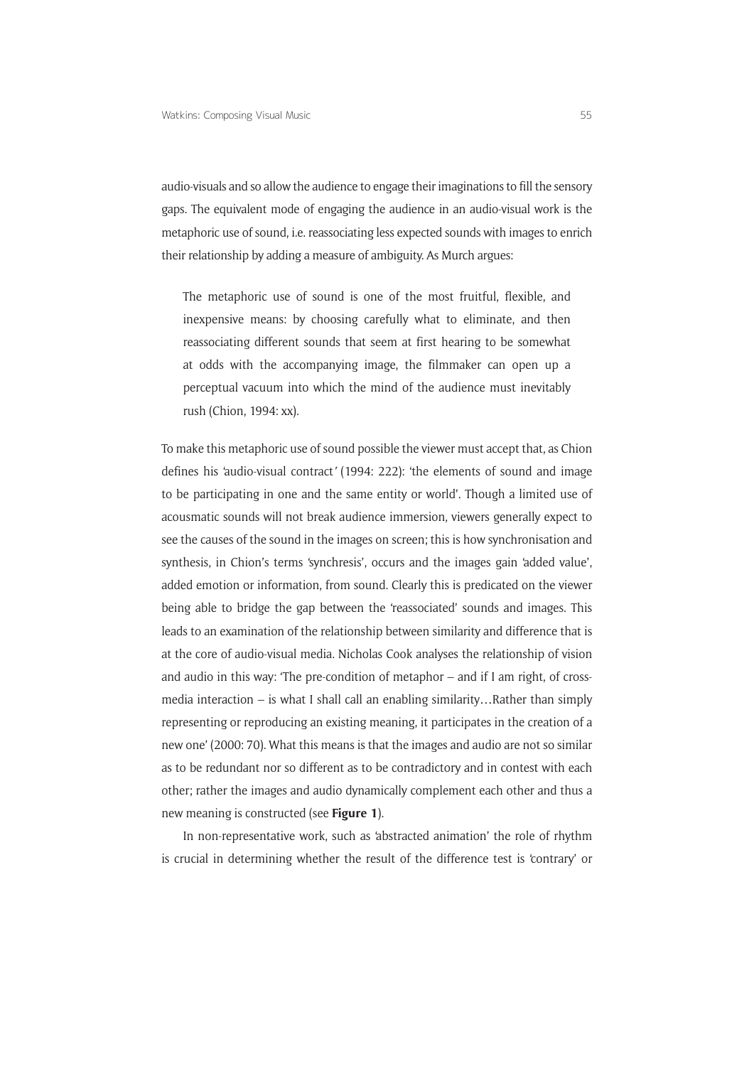audio-visuals and so allow the audience to engage their imaginations to fill the sensory gaps. The equivalent mode of engaging the audience in an audio-visual work is the metaphoric use of sound, i.e. reassociating less expected sounds with images to enrich their relationship by adding a measure of ambiguity. As Murch argues:

> The metaphoric use of sound is one of the most fruitful, flexible, and inexpensive means: by choosing carefully what to eliminate, and then reassociating different sounds that seem at first hearing to be somewhat at odds with the accompanying image, the filmmaker can open up a perceptual vacuum into which the mind of the audience must inevitably rush (Chion, 1994: xx).

To make this metaphoric use of sound possible the viewer must accept that, as Chion defines his 'audio-visual contract*'* (1994: 222): 'the elements of sound and image to be participating in one and the same entity or world'. Though a limited use of acousmatic sounds will not break audience immersion, viewers generally expect to see the causes of the sound in the images on screen; this is how synchronisation and synthesis, in Chion's terms 'synchresis', occurs and the images gain 'added value', added emotion or information, from sound. Clearly this is predicated on the viewer being able to bridge the gap between the 'reassociated' sounds and images. This leads to an examination of the relationship between similarity and difference that is at the core of audio-visual media. Nicholas Cook analyses the relationship of vision and audio in this way: 'The pre-condition of metaphor – and if I am right, of cross-media interaction – is what I shall call an enabling similarity…Rather than simply representing or reproducing an existing meaning, it participates in the creation of a new one' (2000: 70). What this means is that the images and audio are not so similar as to be redundant nor so different as to be contradictory and in contest with each other; rather the images and audio dynamically complement each other and thus a new meaning is constructed (see **Figure 1**).

In non-representative work, such as 'abstracted animation' the role of rhythm is crucial in determining whether the result of the difference test is 'contrary' or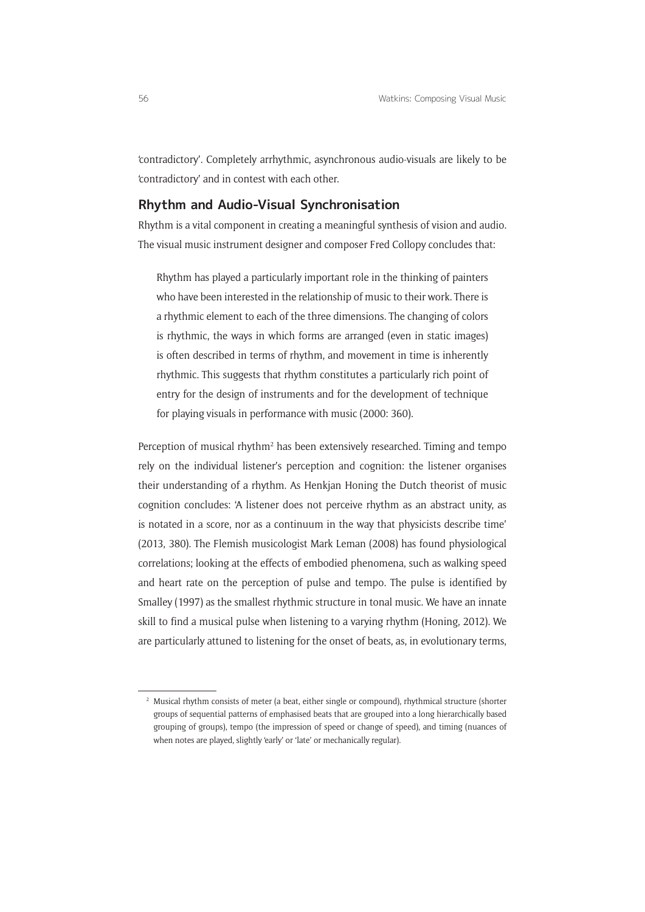'contradictory'. Completely arrhythmic, asynchronous audio-visuals are likely to be 'contradictory' and in contest with each other.

## Rhythm and Audio-Visual Synchronisation

Rhythm is a vital component in creating a meaningful synthesis of vision and audio. The visual music instrument designer and composer Fred Collopy concludes that:

> Rhythm has played a particularly important role in the thinking of painters who have been interested in the relationship of music to their work. There is a rhythmic element to each of the three dimensions. The changing of colors is rhythmic, the ways in which forms are arranged (even in static images) is often described in terms of rhythm, and movement in time is inherently rhythmic. This suggests that rhythm constitutes a particularly rich point of entry for the design of instruments and for the development of technique for playing visuals in performance with music (2000: 360).

Perception of musical rhythm[2] has been extensively researched. Timing and tempo rely on the individual listener's perception and cognition: the listener organises their understanding of a rhythm. As Henkjan Honing the Dutch theorist of music cognition concludes: 'A listener does not perceive rhythm as an abstract unity, as is notated in a score, nor as a continuum in the way that physicists describe time' (2013, 380). The Flemish musicologist Mark Leman (2008) has found physiological correlations; looking at the effects of embodied phenomena, such as walking speed and heart rate on the perception of pulse and tempo. The pulse is identified by Smalley (1997) as the smallest rhythmic structure in tonal music. We have an innate skill to find a musical pulse when listening to a varying rhythm (Honing, 2012). We are particularly attuned to listening for the onset of beats, as, in evolutionary terms,

[2] Musical rhythm consists of meter (a beat, either single or compound), rhythmical structure (shorter groups of sequential patterns of emphasised beats that are grouped into a long hierarchically based grouping of groups), tempo (the impression of speed or change of speed), and timing (nuances of when notes are played, slightly 'early' or 'late' or mechanically regular).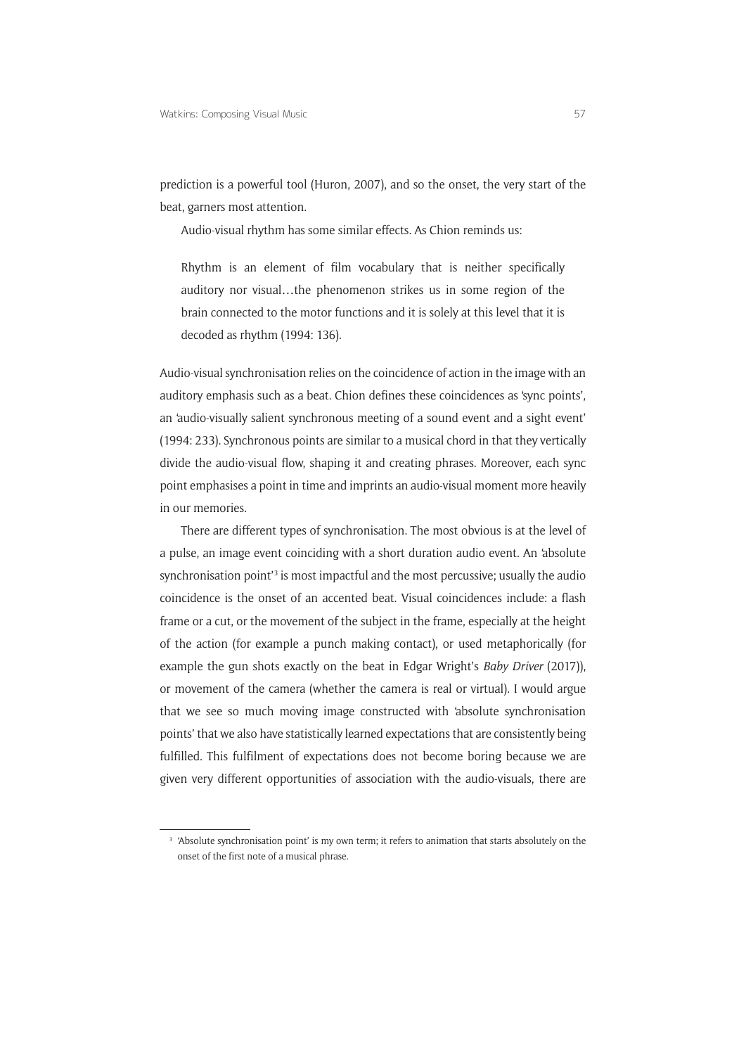prediction is a powerful tool (Huron, 2007), and so the onset, the very start of the beat, garners most attention.

Audio-visual rhythm has some similar effects. As Chion reminds us:

> Rhythm is an element of film vocabulary that is neither specifically auditory nor visual…the phenomenon strikes us in some region of the brain connected to the motor functions and it is solely at this level that it is decoded as rhythm (1994: 136).

Audio-visual synchronisation relies on the coincidence of action in the image with an auditory emphasis such as a beat. Chion defines these coincidences as 'sync points', an 'audio-visually salient synchronous meeting of a sound event and a sight event' (1994: 233). Synchronous points are similar to a musical chord in that they vertically divide the audio-visual flow, shaping it and creating phrases. Moreover, each sync point emphasises a point in time and imprints an audio-visual moment more heavily in our memories.

There are different types of synchronisation. The most obvious is at the level of a pulse, an image event coinciding with a short duration audio event. An 'absolute synchronisation point'[3] is most impactful and the most percussive; usually the audio coincidence is the onset of an accented beat. Visual coincidences include: a flash frame or a cut, or the movement of the subject in the frame, especially at the height of the action (for example a punch making contact), or used metaphorically (for example the gun shots exactly on the beat in Edgar Wright's *Baby Driver* (2017)), or movement of the camera (whether the camera is real or virtual). I would argue that we see so much moving image constructed with 'absolute synchronisation points' that we also have statistically learned expectations that are consistently being fulfilled. This fulfilment of expectations does not become boring because we are given very different opportunities of association with the audio-visuals, there are

[3] 'Absolute synchronisation point' is my own term; it refers to animation that starts absolutely on the onset of the first note of a musical phrase.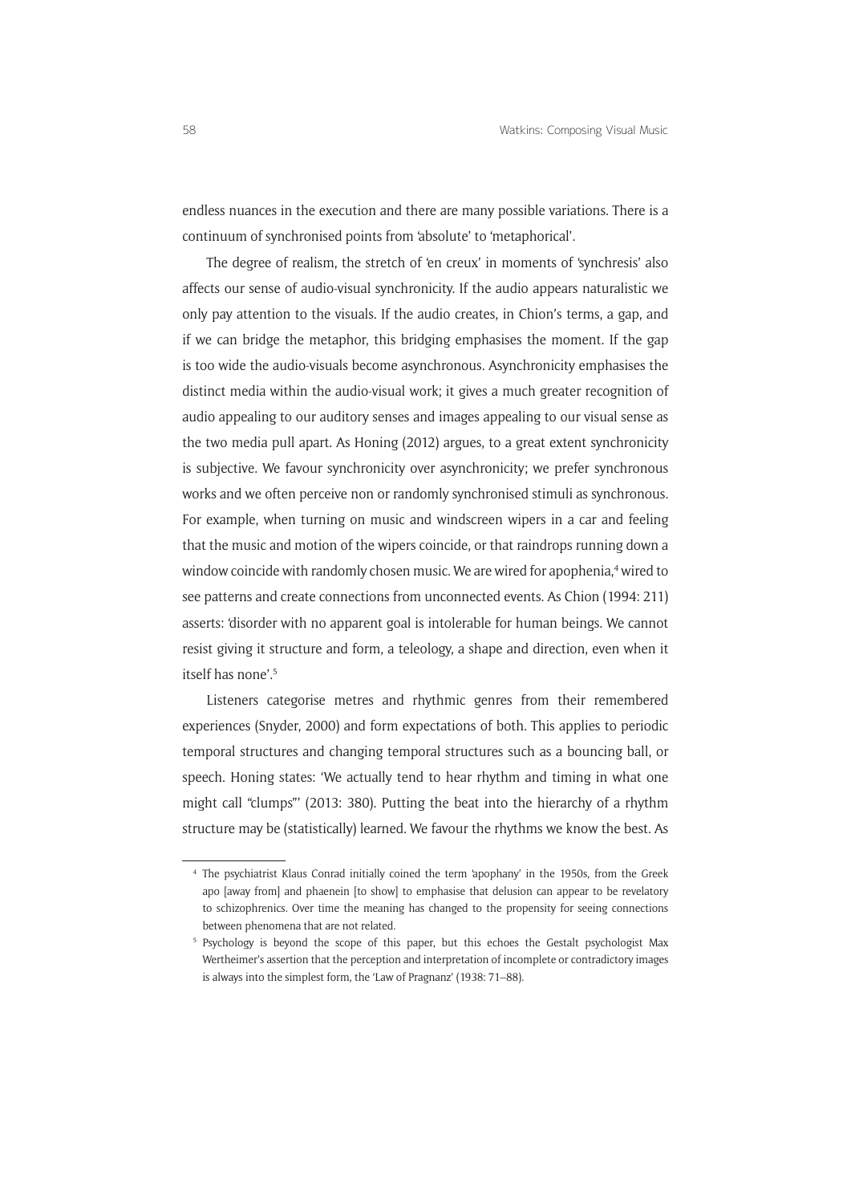endless nuances in the execution and there are many possible variations. There is a continuum of synchronised points from 'absolute' to 'metaphorical'.

The degree of realism, the stretch of 'en creux' in moments of 'synchresis' also affects our sense of audio-visual synchronicity. If the audio appears naturalistic we only pay attention to the visuals. If the audio creates, in Chion's terms, a gap, and if we can bridge the metaphor, this bridging emphasises the moment. If the gap is too wide the audio-visuals become asynchronous. Asynchronicity emphasises the distinct media within the audio-visual work; it gives a much greater recognition of audio appealing to our auditory senses and images appealing to our visual sense as the two media pull apart. As Honing (2012) argues, to a great extent synchronicity is subjective. We favour synchronicity over asynchronicity; we prefer synchronous works and we often perceive non or randomly synchronised stimuli as synchronous. For example, when turning on music and windscreen wipers in a car and feeling that the music and motion of the wipers coincide, or that raindrops running down a window coincide with randomly chosen music. We are wired for apophenia,[4] wired to see patterns and create connections from unconnected events. As Chion (1994: 211) asserts: 'disorder with no apparent goal is intolerable for human beings. We cannot resist giving it structure and form, a teleology, a shape and direction, even when it itself has none'.[5]

Listeners categorise metres and rhythmic genres from their remembered experiences (Snyder, 2000) and form expectations of both. This applies to periodic temporal structures and changing temporal structures such as a bouncing ball, or speech. Honing states: 'We actually tend to hear rhythm and timing in what one might call "clumps"' (2013: 380). Putting the beat into the hierarchy of a rhythm structure may be (statistically) learned. We favour the rhythms we know the best. As

---

[4] The psychiatrist Klaus Conrad initially coined the term 'apophany' in the 1950s, from the Greek apo [away from] and phaenein [to show] to emphasise that delusion can appear to be revelatory to schizophrenics. Over time the meaning has changed to the propensity for seeing connections between phenomena that are not related.

[5] Psychology is beyond the scope of this paper, but this echoes the Gestalt psychologist Max Wertheimer's assertion that the perception and interpretation of incomplete or contradictory images is always into the simplest form, the 'Law of Pragnanz' (1938: 71–88).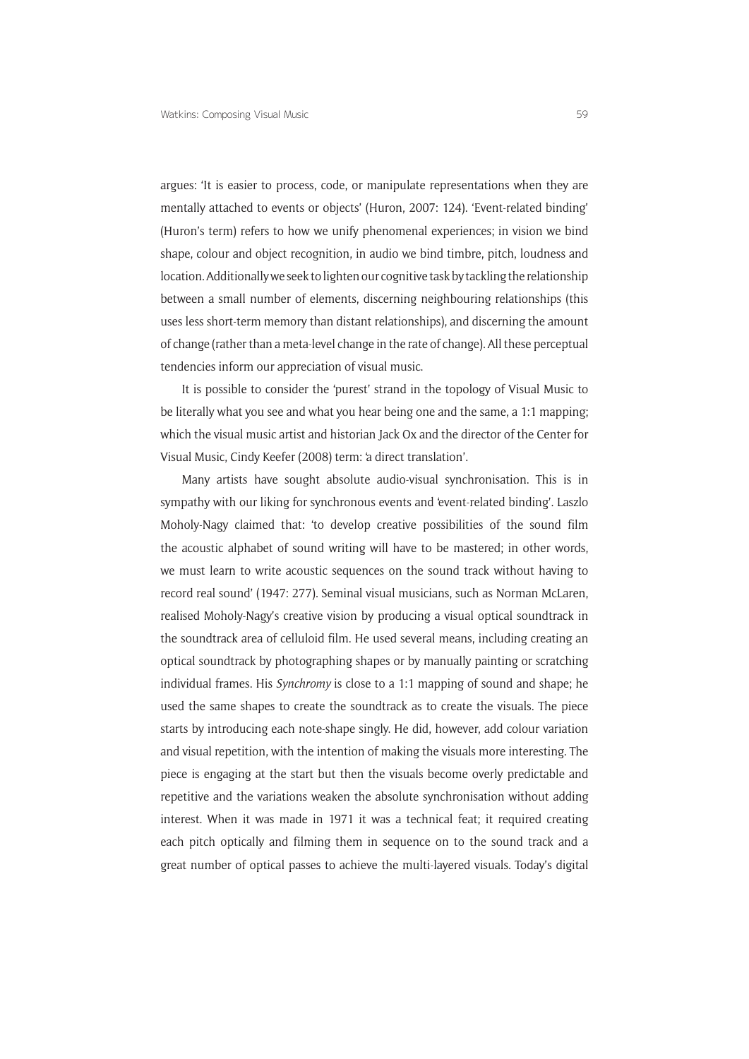argues: 'It is easier to process, code, or manipulate representations when they are mentally attached to events or objects' (Huron, 2007: 124). 'Event-related binding' (Huron's term) refers to how we unify phenomenal experiences; in vision we bind shape, colour and object recognition, in audio we bind timbre, pitch, loudness and location. Additionally we seek to lighten our cognitive task by tackling the relationship between a small number of elements, discerning neighbouring relationships (this uses less short-term memory than distant relationships), and discerning the amount of change (rather than a meta-level change in the rate of change). All these perceptual tendencies inform our appreciation of visual music.

It is possible to consider the 'purest' strand in the topology of Visual Music to be literally what you see and what you hear being one and the same, a 1:1 mapping; which the visual music artist and historian Jack Ox and the director of the Center for Visual Music, Cindy Keefer (2008) term: 'a direct translation'.

Many artists have sought absolute audio-visual synchronisation. This is in sympathy with our liking for synchronous events and 'event-related binding'. Laszlo Moholy-Nagy claimed that: 'to develop creative possibilities of the sound film the acoustic alphabet of sound writing will have to be mastered; in other words, we must learn to write acoustic sequences on the sound track without having to record real sound' (1947: 277). Seminal visual musicians, such as Norman McLaren, realised Moholy-Nagy's creative vision by producing a visual optical soundtrack in the soundtrack area of celluloid film. He used several means, including creating an optical soundtrack by photographing shapes or by manually painting or scratching individual frames. His *Synchromy* is close to a 1:1 mapping of sound and shape; he used the same shapes to create the soundtrack as to create the visuals. The piece starts by introducing each note-shape singly. He did, however, add colour variation and visual repetition, with the intention of making the visuals more interesting. The piece is engaging at the start but then the visuals become overly predictable and repetitive and the variations weaken the absolute synchronisation without adding interest. When it was made in 1971 it was a technical feat; it required creating each pitch optically and filming them in sequence on to the sound track and a great number of optical passes to achieve the multi-layered visuals. Today's digital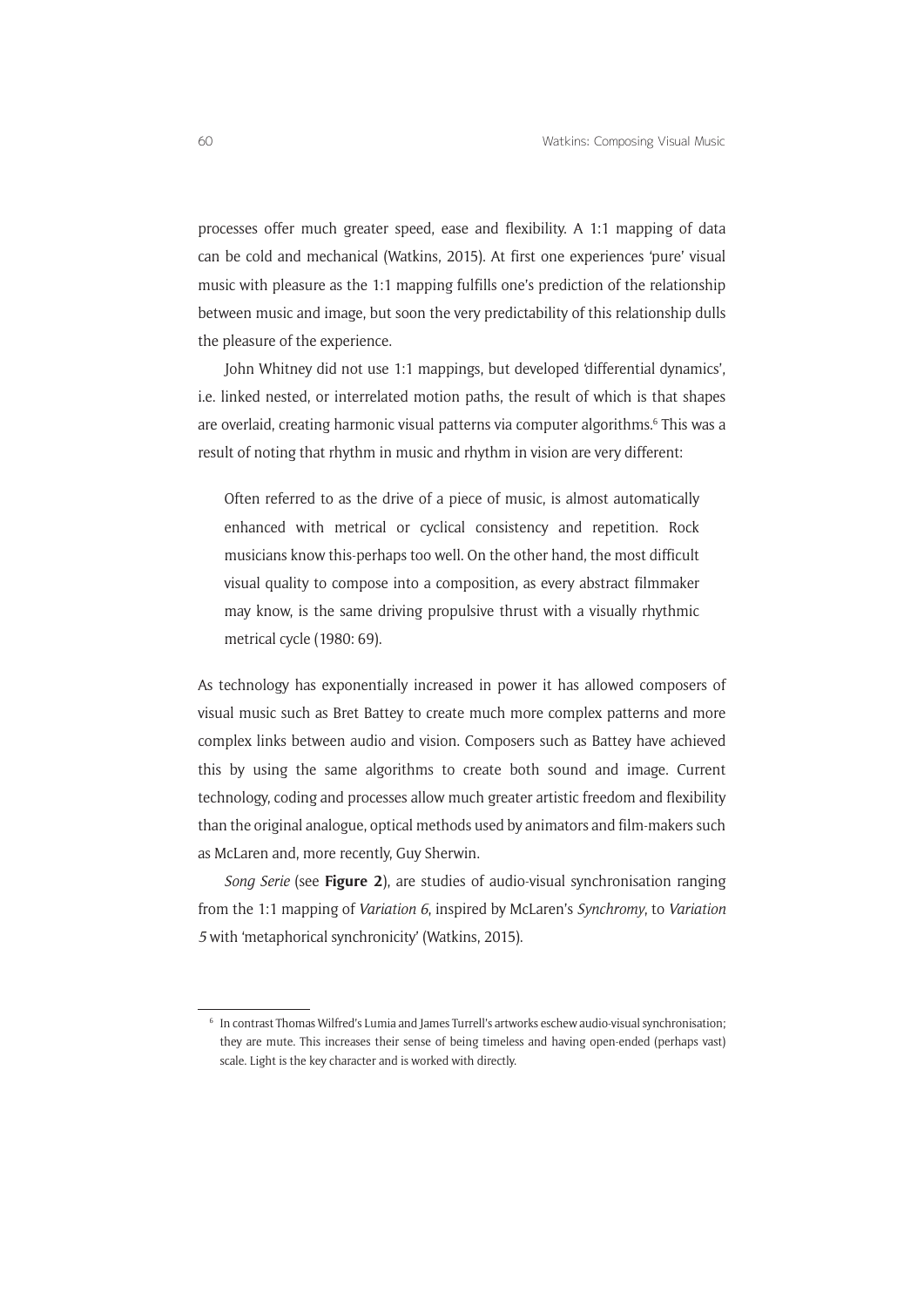processes offer much greater speed, ease and flexibility. A 1:1 mapping of data can be cold and mechanical (Watkins, 2015). At first one experiences 'pure' visual music with pleasure as the 1:1 mapping fulfills one's prediction of the relationship between music and image, but soon the very predictability of this relationship dulls the pleasure of the experience.

John Whitney did not use 1:1 mappings, but developed 'differential dynamics', i.e. linked nested, or interrelated motion paths, the result of which is that shapes are overlaid, creating harmonic visual patterns via computer algorithms.[6] This was a result of noting that rhythm in music and rhythm in vision are very different:

> Often referred to as the drive of a piece of music, is almost automatically enhanced with metrical or cyclical consistency and repetition. Rock musicians know this-perhaps too well. On the other hand, the most difficult visual quality to compose into a composition, as every abstract filmmaker may know, is the same driving propulsive thrust with a visually rhythmic metrical cycle (1980: 69).

As technology has exponentially increased in power it has allowed composers of visual music such as Bret Battey to create much more complex patterns and more complex links between audio and vision. Composers such as Battey have achieved this by using the same algorithms to create both sound and image. Current technology, coding and processes allow much greater artistic freedom and flexibility than the original analogue, optical methods used by animators and film-makers such as McLaren and, more recently, Guy Sherwin.

*Song Serie* (see **Figure 2**), are studies of audio-visual synchronisation ranging from the 1:1 mapping of *Variation 6*, inspired by McLaren's *Synchromy*, to *Variation 5* with 'metaphorical synchronicity' (Watkins, 2015).

---

[6] In contrast Thomas Wilfred's Lumia and James Turrell's artworks eschew audio-visual synchronisation; they are mute. This increases their sense of being timeless and having open-ended (perhaps vast) scale. Light is the key character and is worked with directly.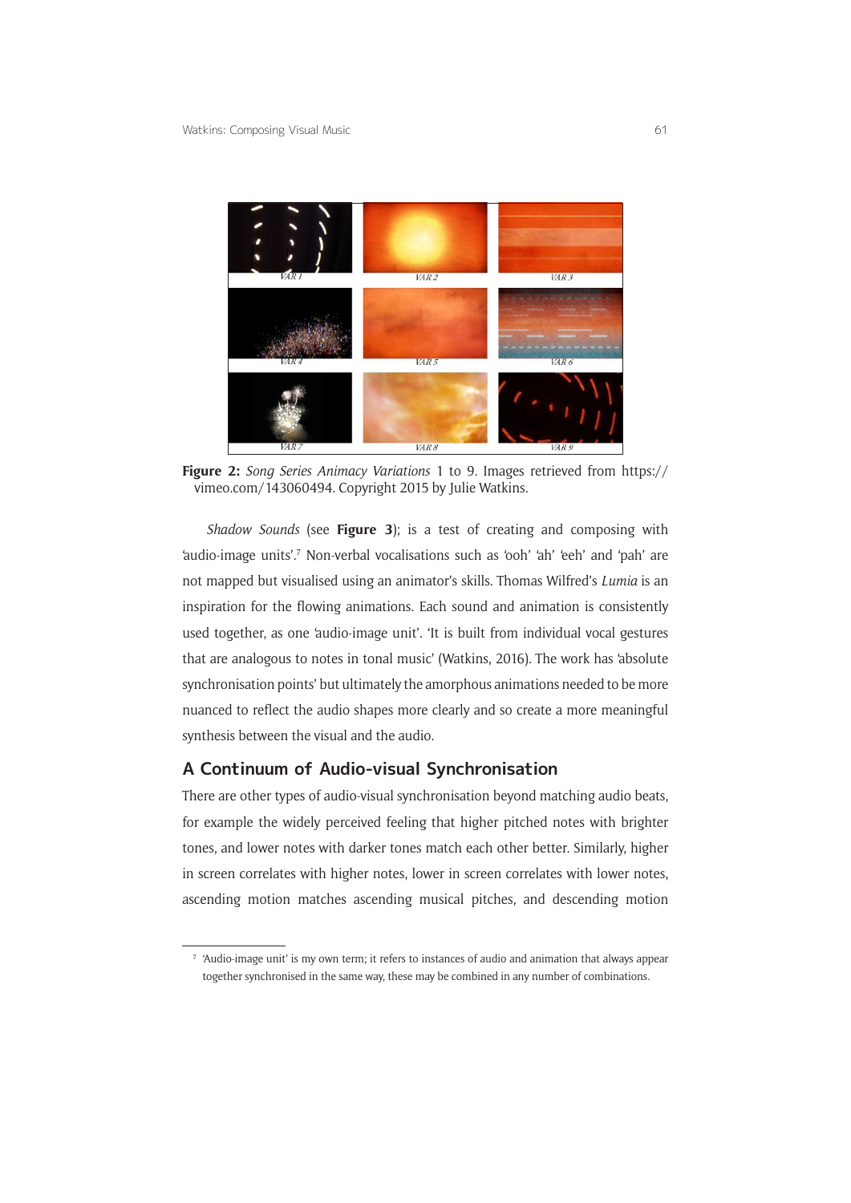**Figure 2:** *Song Series Animacy Variations* 1 to 9. Images retrieved from https://vimeo.com/143060494. Copyright 2015 by Julie Watkins.

*Shadow Sounds* (see **Figure 3**); is a test of creating and composing with 'audio-image units'.[7] Non-verbal vocalisations such as 'ooh' 'ah' 'eeh' and 'pah' are not mapped but visualised using an animator's skills. Thomas Wilfred's *Lumia* is an inspiration for the flowing animations. Each sound and animation is consistently used together, as one 'audio-image unit'. 'It is built from individual vocal gestures that are analogous to notes in tonal music' (Watkins, 2016). The work has 'absolute synchronisation points' but ultimately the amorphous animations needed to be more nuanced to reflect the audio shapes more clearly and so create a more meaningful synthesis between the visual and the audio.

## A Continuum of Audio-visual Synchronisation

There are other types of audio-visual synchronisation beyond matching audio beats, for example the widely perceived feeling that higher pitched notes with brighter tones, and lower notes with darker tones match each other better. Similarly, higher in screen correlates with higher notes, lower in screen correlates with lower notes, ascending motion matches ascending musical pitches, and descending motion

[7] 'Audio-image unit' is my own term; it refers to instances of audio and animation that always appear together synchronised in the same way, these may be combined in any number of combinations.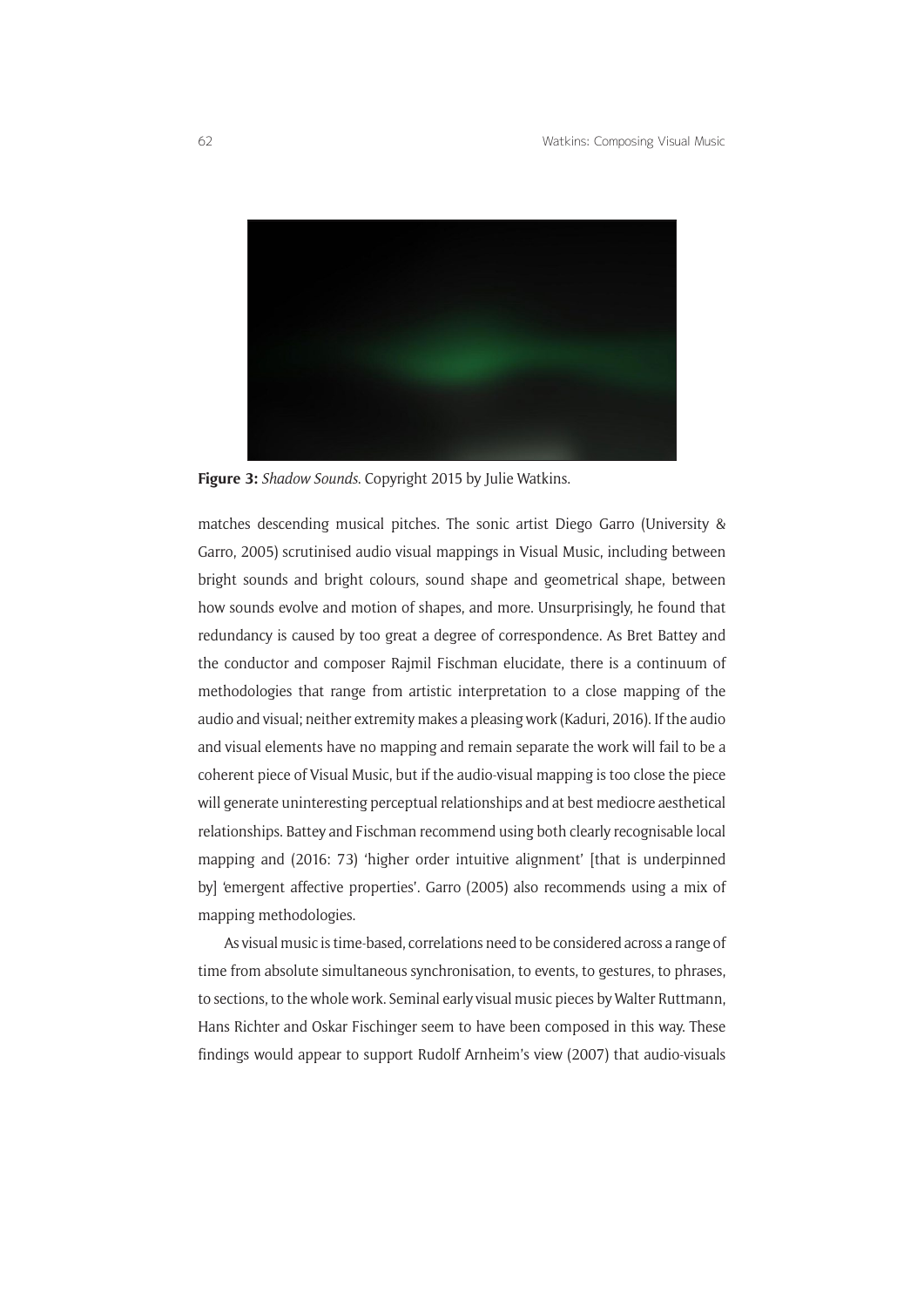**Figure 3:** *Shadow Sounds*. Copyright 2015 by Julie Watkins.

matches descending musical pitches. The sonic artist Diego Garro (University & Garro, 2005) scrutinised audio visual mappings in Visual Music, including between bright sounds and bright colours, sound shape and geometrical shape, between how sounds evolve and motion of shapes, and more. Unsurprisingly, he found that redundancy is caused by too great a degree of correspondence. As Bret Battey and the conductor and composer Rajmil Fischman elucidate, there is a continuum of methodologies that range from artistic interpretation to a close mapping of the audio and visual; neither extremity makes a pleasing work (Kaduri, 2016). If the audio and visual elements have no mapping and remain separate the work will fail to be a coherent piece of Visual Music, but if the audio-visual mapping is too close the piece will generate uninteresting perceptual relationships and at best mediocre aesthetical relationships. Battey and Fischman recommend using both clearly recognisable local mapping and (2016: 73) 'higher order intuitive alignment' [that is underpinned by] 'emergent affective properties'. Garro (2005) also recommends using a mix of mapping methodologies.

As visual music is time-based, correlations need to be considered across a range of time from absolute simultaneous synchronisation, to events, to gestures, to phrases, to sections, to the whole work. Seminal early visual music pieces by Walter Ruttmann, Hans Richter and Oskar Fischinger seem to have been composed in this way. These findings would appear to support Rudolf Arnheim's view (2007) that audio-visuals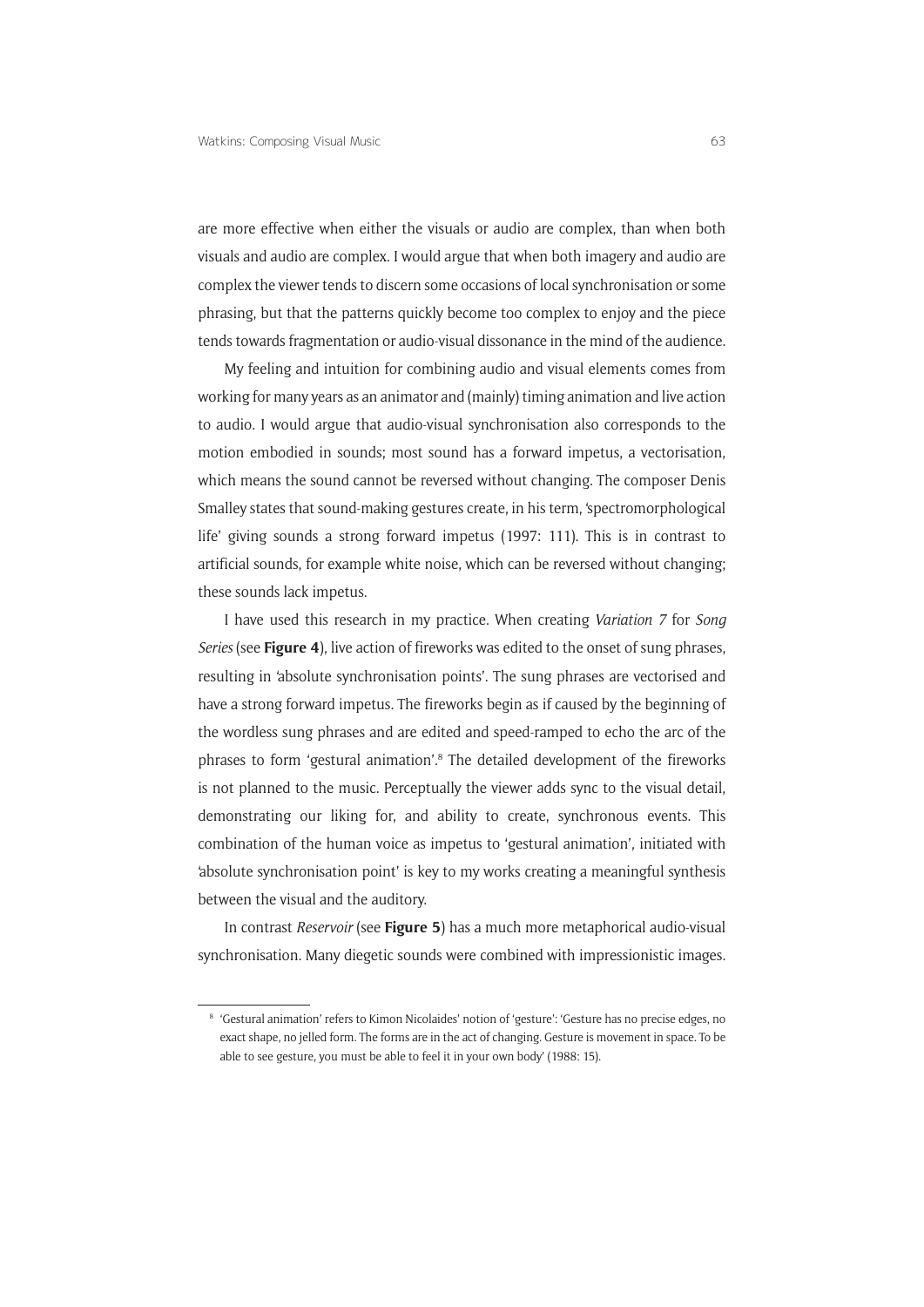are more effective when either the visuals or audio are complex, than when both visuals and audio are complex. I would argue that when both imagery and audio are complex the viewer tends to discern some occasions of local synchronisation or some phrasing, but that the patterns quickly become too complex to enjoy and the piece tends towards fragmentation or audio-visual dissonance in the mind of the audience.

My feeling and intuition for combining audio and visual elements comes from working for many years as an animator and (mainly) timing animation and live action to audio. I would argue that audio-visual synchronisation also corresponds to the motion embodied in sounds; most sound has a forward impetus, a vectorisation, which means the sound cannot be reversed without changing. The composer Denis Smalley states that sound-making gestures create, in his term, 'spectromorphological life' giving sounds a strong forward impetus (1997: 111). This is in contrast to artificial sounds, for example white noise, which can be reversed without changing; these sounds lack impetus.

I have used this research in my practice. When creating *Variation 7* for *Song Series* (see **Figure 4**), live action of fireworks was edited to the onset of sung phrases, resulting in 'absolute synchronisation points'. The sung phrases are vectorised and have a strong forward impetus. The fireworks begin as if caused by the beginning of the wordless sung phrases and are edited and speed-ramped to echo the arc of the phrases to form 'gestural animation'.[8] The detailed development of the fireworks is not planned to the music. Perceptually the viewer adds sync to the visual detail, demonstrating our liking for, and ability to create, synchronous events. This combination of the human voice as impetus to 'gestural animation', initiated with 'absolute synchronisation point' is key to my works creating a meaningful synthesis between the visual and the auditory.

In contrast *Reservoir* (see **Figure 5**) has a much more metaphorical audio-visual synchronisation. Many diegetic sounds were combined with impressionistic images.

[8] 'Gestural animation' refers to Kimon Nicolaides' notion of 'gesture': 'Gesture has no precise edges, no exact shape, no jelled form. The forms are in the act of changing. Gesture is movement in space. To be able to see gesture, you must be able to feel it in your own body' (1988: 15).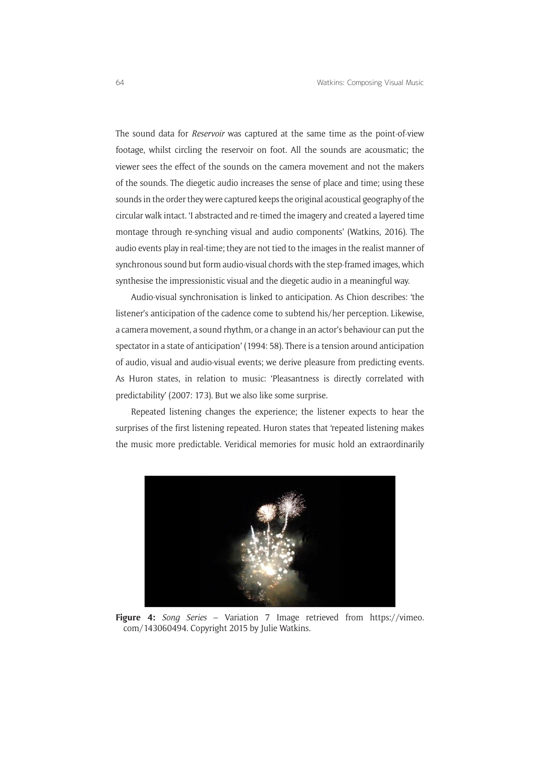The sound data for *Reservoir* was captured at the same time as the point-of-view footage, whilst circling the reservoir on foot. All the sounds are acousmatic; the viewer sees the effect of the sounds on the camera movement and not the makers of the sounds. The diegetic audio increases the sense of place and time; using these sounds in the order they were captured keeps the original acoustical geography of the circular walk intact. 'I abstracted and re-timed the imagery and created a layered time montage through re-synching visual and audio components' (Watkins, 2016). The audio events play in real-time; they are not tied to the images in the realist manner of synchronous sound but form audio-visual chords with the step-framed images, which synthesise the impressionistic visual and the diegetic audio in a meaningful way.

Audio-visual synchronisation is linked to anticipation. As Chion describes: 'the listener's anticipation of the cadence come to subtend his/her perception. Likewise, a camera movement, a sound rhythm, or a change in an actor's behaviour can put the spectator in a state of anticipation' (1994: 58). There is a tension around anticipation of audio, visual and audio-visual events; we derive pleasure from predicting events. As Huron states, in relation to music: 'Pleasantness is directly correlated with predictability' (2007: 173). But we also like some surprise.

Repeated listening changes the experience; the listener expects to hear the surprises of the first listening repeated. Huron states that 'repeated listening makes the music more predictable. Veridical memories for music hold an extraordinarily

**Figure 4:** *Song Series* – Variation 7 Image retrieved from https://vimeo.com/143060494. Copyright 2015 by Julie Watkins.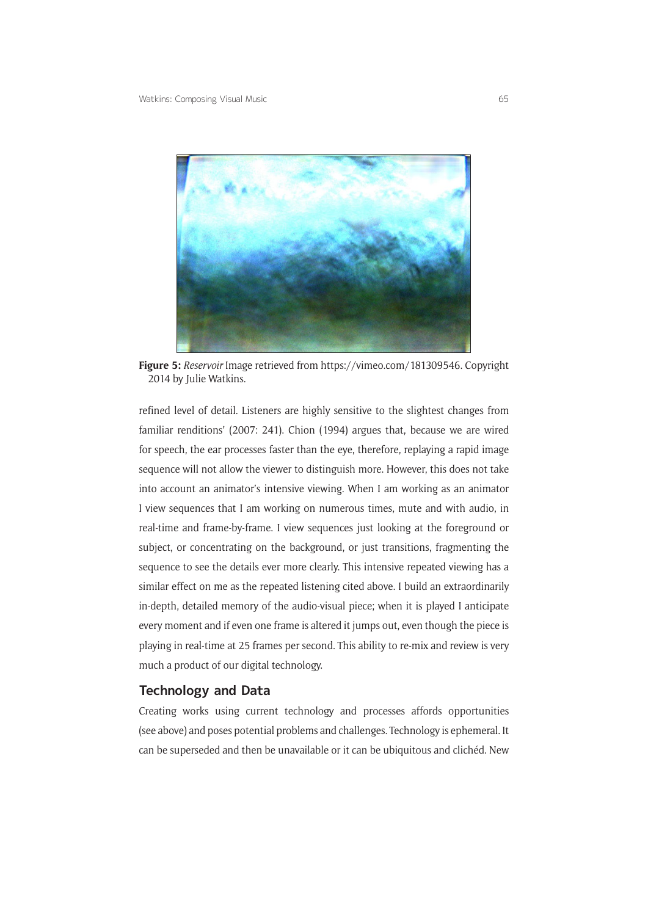**Figure 5:** *Reservoir* Image retrieved from https://vimeo.com/181309546. Copyright 2014 by Julie Watkins.

refined level of detail. Listeners are highly sensitive to the slightest changes from familiar renditions' (2007: 241). Chion (1994) argues that, because we are wired for speech, the ear processes faster than the eye, therefore, replaying a rapid image sequence will not allow the viewer to distinguish more. However, this does not take into account an animator's intensive viewing. When I am working as an animator I view sequences that I am working on numerous times, mute and with audio, in real-time and frame-by-frame. I view sequences just looking at the foreground or subject, or concentrating on the background, or just transitions, fragmenting the sequence to see the details ever more clearly. This intensive repeated viewing has a similar effect on me as the repeated listening cited above. I build an extraordinarily in-depth, detailed memory of the audio-visual piece; when it is played I anticipate every moment and if even one frame is altered it jumps out, even though the piece is playing in real-time at 25 frames per second. This ability to re-mix and review is very much a product of our digital technology.

## Technology and Data

Creating works using current technology and processes affords opportunities (see above) and poses potential problems and challenges. Technology is ephemeral. It can be superseded and then be unavailable or it can be ubiquitous and clichéd. New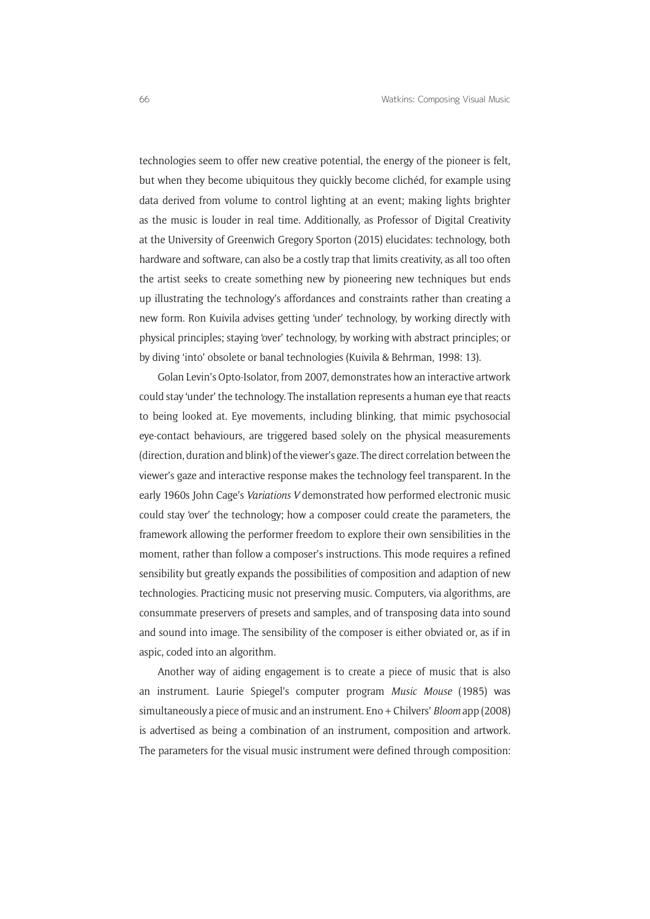technologies seem to offer new creative potential, the energy of the pioneer is felt, but when they become ubiquitous they quickly become clichéd, for example using data derived from volume to control lighting at an event; making lights brighter as the music is louder in real time. Additionally, as Professor of Digital Creativity at the University of Greenwich Gregory Sporton (2015) elucidates: technology, both hardware and software, can also be a costly trap that limits creativity, as all too often the artist seeks to create something new by pioneering new techniques but ends up illustrating the technology's affordances and constraints rather than creating a new form. Ron Kuivila advises getting 'under' technology, by working directly with physical principles; staying 'over' technology, by working with abstract principles; or by diving 'into' obsolete or banal technologies (Kuivila & Behrman, 1998: 13).

Golan Levin's Opto-Isolator, from 2007, demonstrates how an interactive artwork could stay 'under' the technology. The installation represents a human eye that reacts to being looked at. Eye movements, including blinking, that mimic psychosocial eye-contact behaviours, are triggered based solely on the physical measurements (direction, duration and blink) of the viewer's gaze. The direct correlation between the viewer's gaze and interactive response makes the technology feel transparent. In the early 1960s John Cage's *Variations V* demonstrated how performed electronic music could stay 'over' the technology; how a composer could create the parameters, the framework allowing the performer freedom to explore their own sensibilities in the moment, rather than follow a composer's instructions. This mode requires a refined sensibility but greatly expands the possibilities of composition and adaption of new technologies. Practicing music not preserving music. Computers, via algorithms, are consummate preservers of presets and samples, and of transposing data into sound and sound into image. The sensibility of the composer is either obviated or, as if in aspic, coded into an algorithm.

Another way of aiding engagement is to create a piece of music that is also an instrument. Laurie Spiegel's computer program *Music Mouse* (1985) was simultaneously a piece of music and an instrument. Eno + Chilvers' *Bloom* app (2008) is advertised as being a combination of an instrument, composition and artwork. The parameters for the visual music instrument were defined through composition: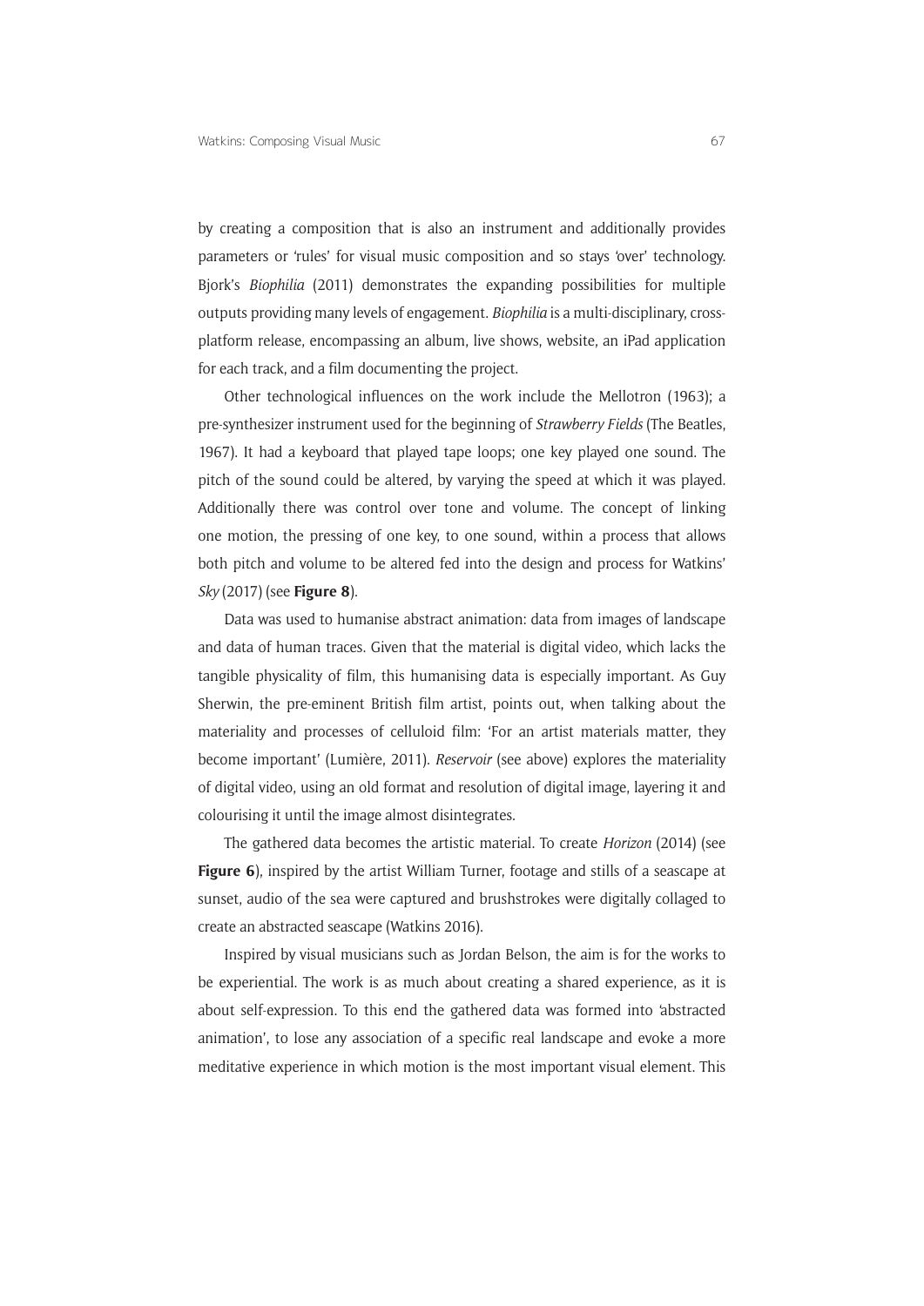by creating a composition that is also an instrument and additionally provides parameters or 'rules' for visual music composition and so stays 'over' technology. Bjork's *Biophilia* (2011) demonstrates the expanding possibilities for multiple outputs providing many levels of engagement. *Biophilia* is a multi-disciplinary, cross-platform release, encompassing an album, live shows, website, an iPad application for each track, and a film documenting the project.

Other technological influences on the work include the Mellotron (1963); a pre-synthesizer instrument used for the beginning of *Strawberry Fields* (The Beatles, 1967). It had a keyboard that played tape loops; one key played one sound. The pitch of the sound could be altered, by varying the speed at which it was played. Additionally there was control over tone and volume. The concept of linking one motion, the pressing of one key, to one sound, within a process that allows both pitch and volume to be altered fed into the design and process for Watkins' *Sky* (2017) (see **Figure 8**).

Data was used to humanise abstract animation: data from images of landscape and data of human traces. Given that the material is digital video, which lacks the tangible physicality of film, this humanising data is especially important. As Guy Sherwin, the pre-eminent British film artist, points out, when talking about the materiality and processes of celluloid film: 'For an artist materials matter, they become important' (Lumière, 2011). *Reservoir* (see above) explores the materiality of digital video, using an old format and resolution of digital image, layering it and colourising it until the image almost disintegrates.

The gathered data becomes the artistic material. To create *Horizon* (2014) (see **Figure 6**), inspired by the artist William Turner, footage and stills of a seascape at sunset, audio of the sea were captured and brushstrokes were digitally collaged to create an abstracted seascape (Watkins 2016).

Inspired by visual musicians such as Jordan Belson, the aim is for the works to be experiential. The work is as much about creating a shared experience, as it is about self-expression. To this end the gathered data was formed into 'abstracted animation', to lose any association of a specific real landscape and evoke a more meditative experience in which motion is the most important visual element. This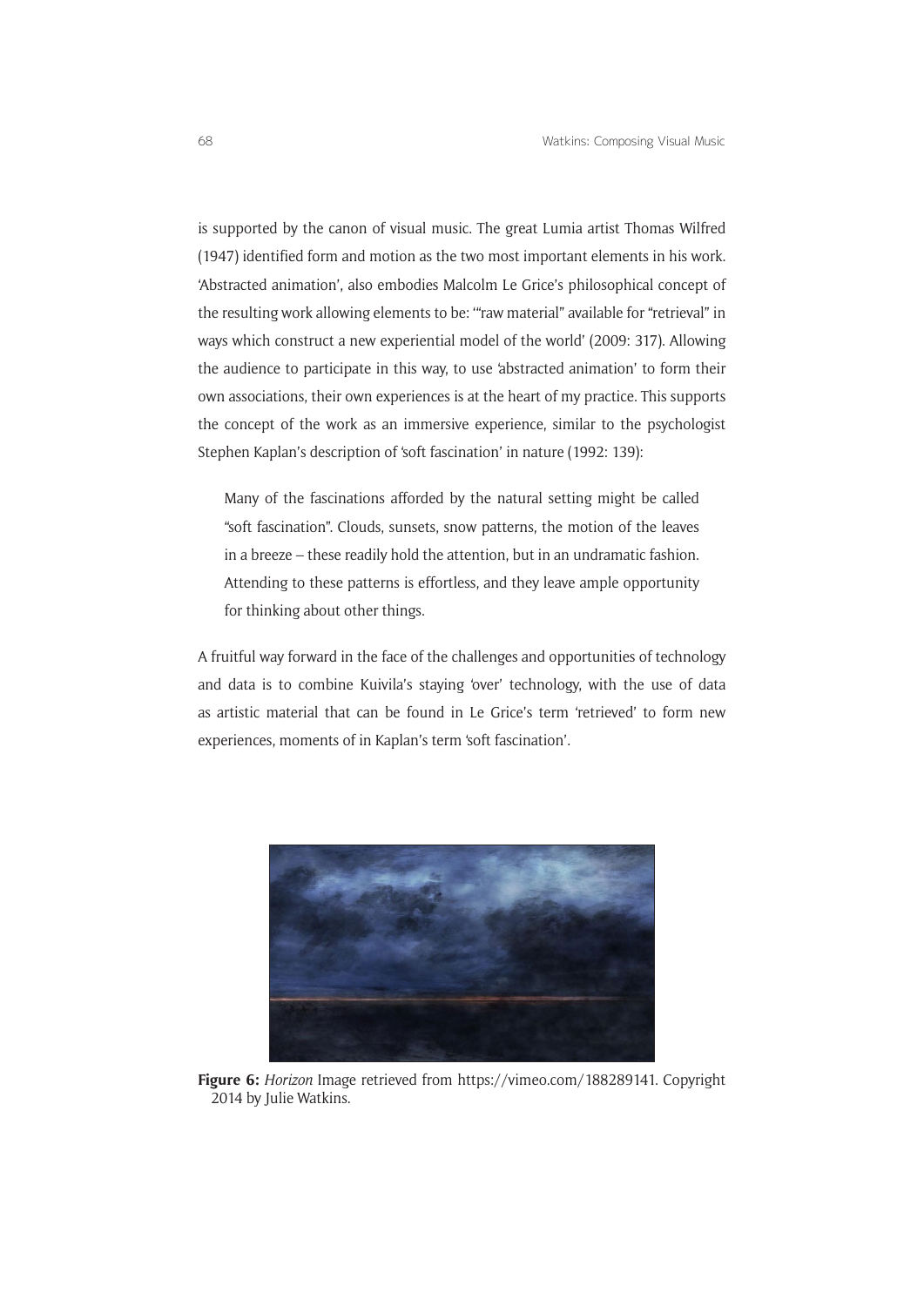is supported by the canon of visual music. The great Lumia artist Thomas Wilfred (1947) identified form and motion as the two most important elements in his work. 'Abstracted animation', also embodies Malcolm Le Grice's philosophical concept of the resulting work allowing elements to be: '"raw material" available for "retrieval" in ways which construct a new experiential model of the world' (2009: 317). Allowing the audience to participate in this way, to use 'abstracted animation' to form their own associations, their own experiences is at the heart of my practice. This supports the concept of the work as an immersive experience, similar to the psychologist Stephen Kaplan's description of 'soft fascination' in nature (1992: 139):

> Many of the fascinations afforded by the natural setting might be called "soft fascination". Clouds, sunsets, snow patterns, the motion of the leaves in a breeze – these readily hold the attention, but in an undramatic fashion. Attending to these patterns is effortless, and they leave ample opportunity for thinking about other things.

A fruitful way forward in the face of the challenges and opportunities of technology and data is to combine Kuivila's staying 'over' technology, with the use of data as artistic material that can be found in Le Grice's term 'retrieved' to form new experiences, moments of in Kaplan's term 'soft fascination'.

**Figure 6:** *Horizon* Image retrieved from https://vimeo.com/188289141. Copyright 2014 by Julie Watkins.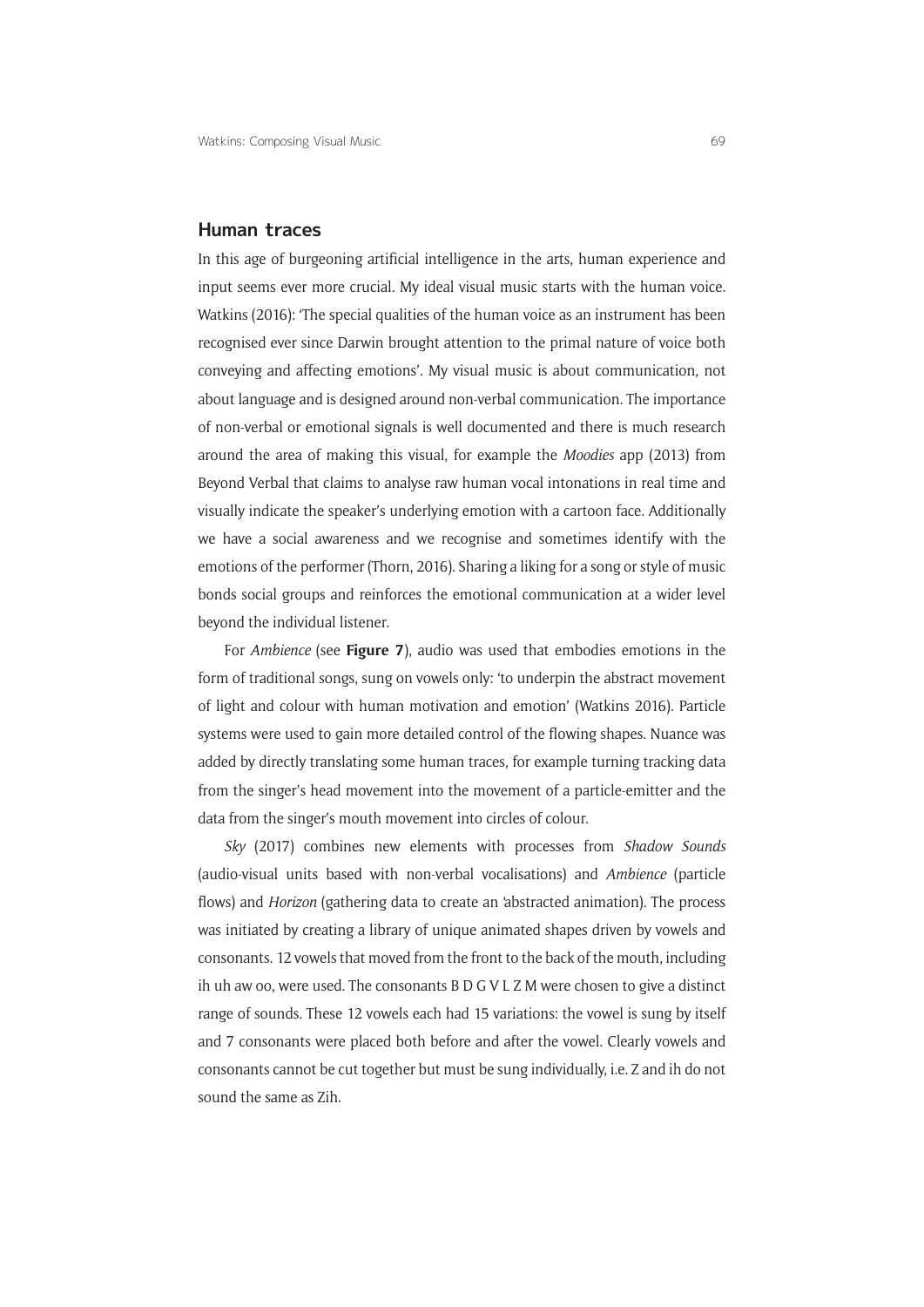## Human traces

In this age of burgeoning artificial intelligence in the arts, human experience and input seems ever more crucial. My ideal visual music starts with the human voice. Watkins (2016): 'The special qualities of the human voice as an instrument has been recognised ever since Darwin brought attention to the primal nature of voice both conveying and affecting emotions'. My visual music is about communication, not about language and is designed around non-verbal communication. The importance of non-verbal or emotional signals is well documented and there is much research around the area of making this visual, for example the *Moodies* app (2013) from Beyond Verbal that claims to analyse raw human vocal intonations in real time and visually indicate the speaker's underlying emotion with a cartoon face. Additionally we have a social awareness and we recognise and sometimes identify with the emotions of the performer (Thorn, 2016). Sharing a liking for a song or style of music bonds social groups and reinforces the emotional communication at a wider level beyond the individual listener.

For *Ambience* (see **Figure 7**), audio was used that embodies emotions in the form of traditional songs, sung on vowels only: 'to underpin the abstract movement of light and colour with human motivation and emotion' (Watkins 2016). Particle systems were used to gain more detailed control of the flowing shapes. Nuance was added by directly translating some human traces, for example turning tracking data from the singer's head movement into the movement of a particle-emitter and the data from the singer's mouth movement into circles of colour.

*Sky* (2017) combines new elements with processes from *Shadow Sounds* (audio-visual units based with non-verbal vocalisations) and *Ambience* (particle flows) and *Horizon* (gathering data to create an 'abstracted animation). The process was initiated by creating a library of unique animated shapes driven by vowels and consonants. 12 vowels that moved from the front to the back of the mouth, including ih uh aw oo, were used. The consonants B D G V L Z M were chosen to give a distinct range of sounds. These 12 vowels each had 15 variations: the vowel is sung by itself and 7 consonants were placed both before and after the vowel. Clearly vowels and consonants cannot be cut together but must be sung individually, i.e. Z and ih do not sound the same as Zih.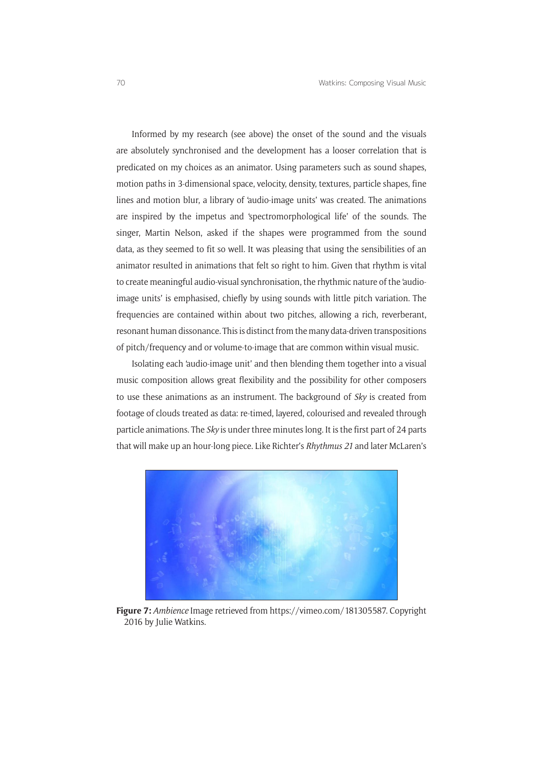Informed by my research (see above) the onset of the sound and the visuals are absolutely synchronised and the development has a looser correlation that is predicated on my choices as an animator. Using parameters such as sound shapes, motion paths in 3-dimensional space, velocity, density, textures, particle shapes, fine lines and motion blur, a library of 'audio-image units' was created. The animations are inspired by the impetus and 'spectromorphological life' of the sounds. The singer, Martin Nelson, asked if the shapes were programmed from the sound data, as they seemed to fit so well. It was pleasing that using the sensibilities of an animator resulted in animations that felt so right to him. Given that rhythm is vital to create meaningful audio-visual synchronisation, the rhythmic nature of the 'audio-image units' is emphasised, chiefly by using sounds with little pitch variation. The frequencies are contained within about two pitches, allowing a rich, reverberant, resonant human dissonance. This is distinct from the many data-driven transpositions of pitch/frequency and or volume-to-image that are common within visual music.

Isolating each 'audio-image unit' and then blending them together into a visual music composition allows great flexibility and the possibility for other composers to use these animations as an instrument. The background of *Sky* is created from footage of clouds treated as data: re-timed, layered, colourised and revealed through particle animations. The *Sky* is under three minutes long. It is the first part of 24 parts that will make up an hour-long piece. Like Richter's *Rhythmus 21* and later McLaren's

**Figure 7:** *Ambience* Image retrieved from https://vimeo.com/181305587. Copyright 2016 by Julie Watkins.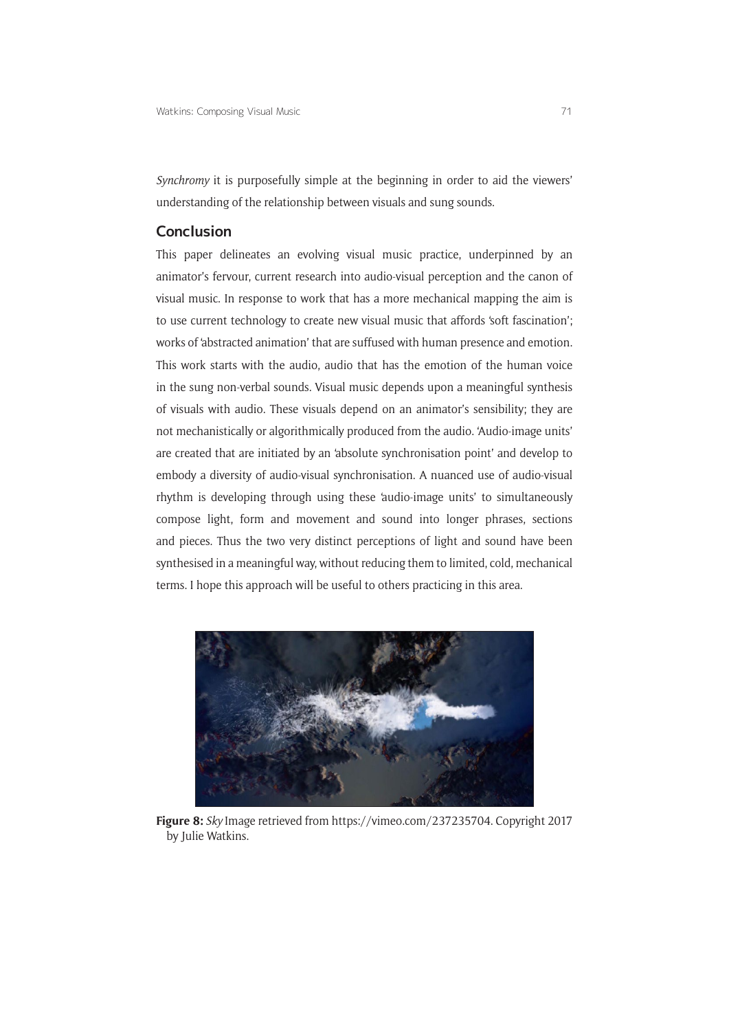*Synchromy* it is purposefully simple at the beginning in order to aid the viewers' understanding of the relationship between visuals and sung sounds.

## Conclusion

This paper delineates an evolving visual music practice, underpinned by an animator's fervour, current research into audio-visual perception and the canon of visual music. In response to work that has a more mechanical mapping the aim is to use current technology to create new visual music that affords 'soft fascination'; works of 'abstracted animation' that are suffused with human presence and emotion. This work starts with the audio, audio that has the emotion of the human voice in the sung non-verbal sounds. Visual music depends upon a meaningful synthesis of visuals with audio. These visuals depend on an animator's sensibility; they are not mechanistically or algorithmically produced from the audio. 'Audio-image units' are created that are initiated by an 'absolute synchronisation point' and develop to embody a diversity of audio-visual synchronisation. A nuanced use of audio-visual rhythm is developing through using these 'audio-image units' to simultaneously compose light, form and movement and sound into longer phrases, sections and pieces. Thus the two very distinct perceptions of light and sound have been synthesised in a meaningful way, without reducing them to limited, cold, mechanical terms. I hope this approach will be useful to others practicing in this area.

**Figure 8:** *Sky* Image retrieved from https://vimeo.com/237235704. Copyright 2017 by Julie Watkins.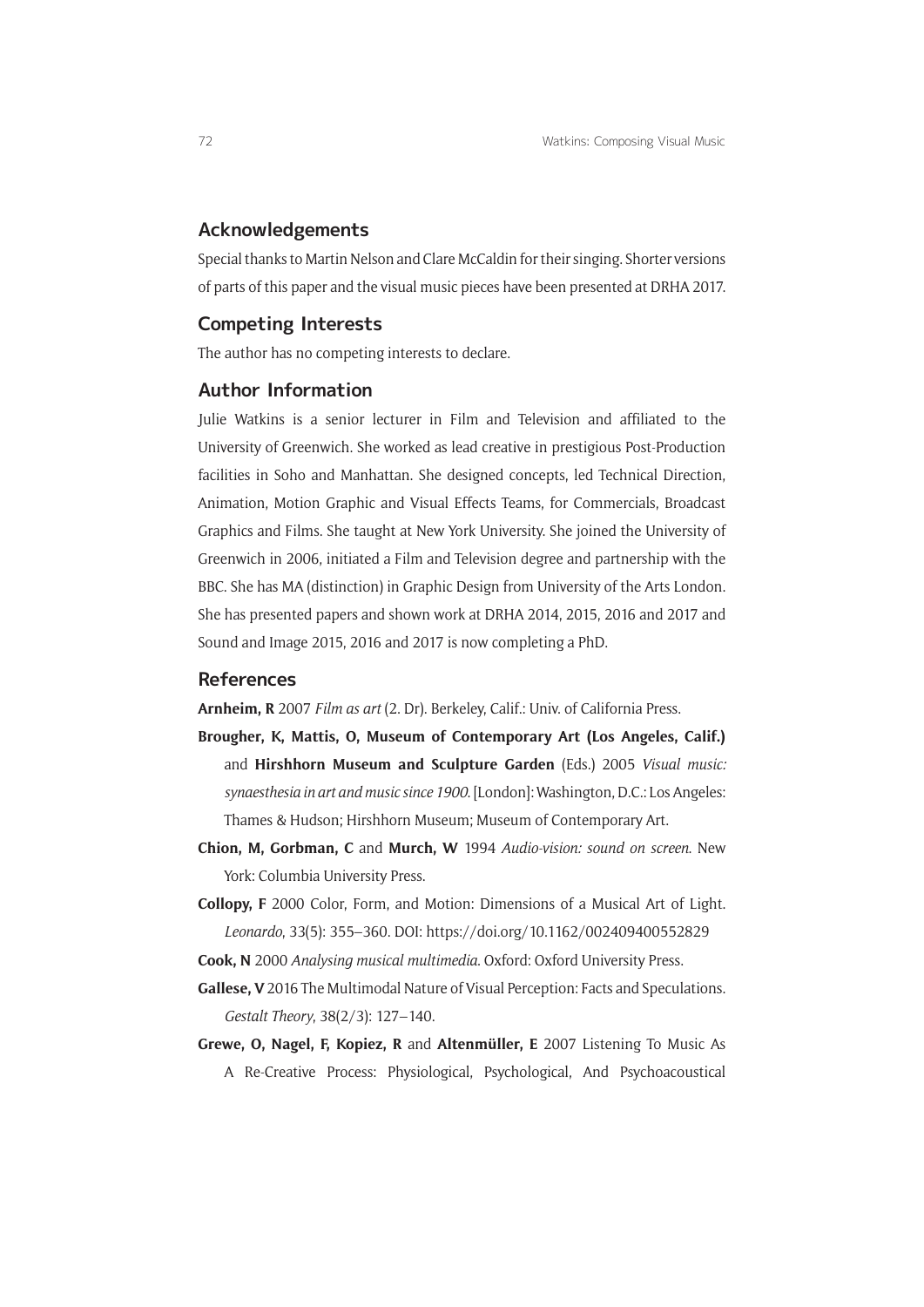## Acknowledgements

Special thanks to Martin Nelson and Clare McCaldin for their singing. Shorter versions of parts of this paper and the visual music pieces have been presented at DRHA 2017.

## Competing Interests

The author has no competing interests to declare.

## Author Information

Julie Watkins is a senior lecturer in Film and Television and affiliated to the University of Greenwich. She worked as lead creative in prestigious Post-Production facilities in Soho and Manhattan. She designed concepts, led Technical Direction, Animation, Motion Graphic and Visual Effects Teams, for Commercials, Broadcast Graphics and Films. She taught at New York University. She joined the University of Greenwich in 2006, initiated a Film and Television degree and partnership with the BBC. She has MA (distinction) in Graphic Design from University of the Arts London. She has presented papers and shown work at DRHA 2014, 2015, 2016 and 2017 and Sound and Image 2015, 2016 and 2017 is now completing a PhD.

## References

**Arnheim, R** 2007 *Film as art* (2. Dr). Berkeley, Calif.: Univ. of California Press.

**Brougher, K, Mattis, O, Museum of Contemporary Art (Los Angeles, Calif.)** and **Hirshhorn Museum and Sculpture Garden** (Eds.) 2005 *Visual music: synaesthesia in art and music since 1900*. [London]: Washington, D.C.: Los Angeles: Thames & Hudson; Hirshhorn Museum; Museum of Contemporary Art.

**Chion, M, Gorbman, C** and **Murch, W** 1994 *Audio-vision: sound on screen*. New York: Columbia University Press.

**Collopy, F** 2000 Color, Form, and Motion: Dimensions of a Musical Art of Light. *Leonardo*, 33(5): 355–360. DOI: https://doi.org/10.1162/002409400552829

**Cook, N** 2000 *Analysing musical multimedia*. Oxford: Oxford University Press.

**Gallese, V** 2016 The Multimodal Nature of Visual Perception: Facts and Speculations. *Gestalt Theory*, 38(2/3): 127–140.

**Grewe, O, Nagel, F, Kopiez, R** and **Altenmüller, E** 2007 Listening To Music As A Re-Creative Process: Physiological, Psychological, And Psychoacoustical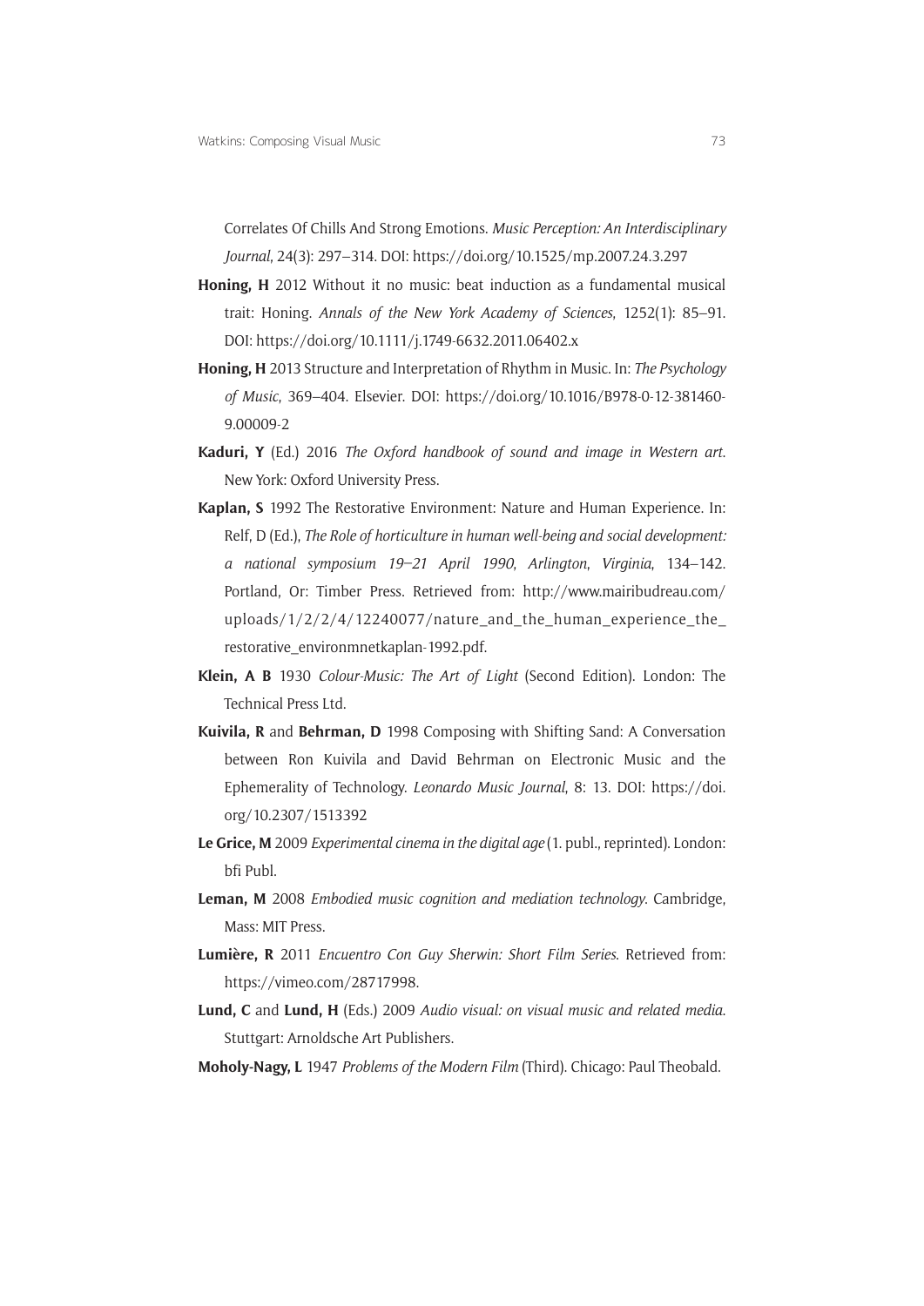Correlates Of Chills And Strong Emotions. *Music Perception: An Interdisciplinary Journal*, 24(3): 297–314. DOI: https://doi.org/10.1525/mp.2007.24.3.297

**Honing, H** 2012 Without it no music: beat induction as a fundamental musical trait: Honing. *Annals of the New York Academy of Sciences*, 1252(1): 85–91. DOI: https://doi.org/10.1111/j.1749-6632.2011.06402.x

**Honing, H** 2013 Structure and Interpretation of Rhythm in Music. In: *The Psychology of Music*, 369–404. Elsevier. DOI: https://doi.org/10.1016/B978-0-12-381460-9.00009-2

**Kaduri, Y** (Ed.) 2016 *The Oxford handbook of sound and image in Western art*. New York: Oxford University Press.

**Kaplan, S** 1992 The Restorative Environment: Nature and Human Experience. In: Relf, D (Ed.), *The Role of horticulture in human well-being and social development: a national symposium 19–21 April 1990, Arlington, Virginia*, 134–142. Portland, Or: Timber Press. Retrieved from: http://www.mairibudreau.com/uploads/1/2/2/4/12240077/nature_and_the_human_experience_the_restorative_environmnetkaplan-1992.pdf.

**Klein, A B** 1930 *Colour-Music: The Art of Light* (Second Edition). London: The Technical Press Ltd.

**Kuivila, R** and **Behrman, D** 1998 Composing with Shifting Sand: A Conversation between Ron Kuivila and David Behrman on Electronic Music and the Ephemerality of Technology. *Leonardo Music Journal*, 8: 13. DOI: https://doi.org/10.2307/1513392

**Le Grice, M** 2009 *Experimental cinema in the digital age* (1. publ., reprinted). London: bfi Publ.

**Leman, M** 2008 *Embodied music cognition and mediation technology*. Cambridge, Mass: MIT Press.

**Lumière, R** 2011 *Encuentro Con Guy Sherwin: Short Film Series*. Retrieved from: https://vimeo.com/28717998.

**Lund, C** and **Lund, H** (Eds.) 2009 *Audio visual: on visual music and related media*. Stuttgart: Arnoldsche Art Publishers.

**Moholy-Nagy, L** 1947 *Problems of the Modern Film* (Third). Chicago: Paul Theobald.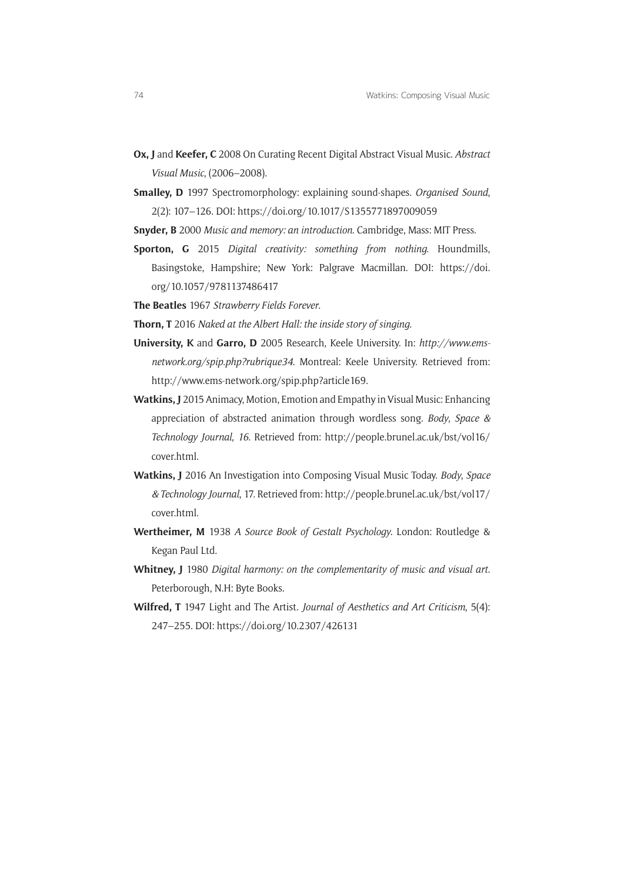**Ox, J** and **Keefer, C** 2008 On Curating Recent Digital Abstract Visual Music. *Abstract Visual Music*, (2006–2008).

**Smalley, D** 1997 Spectromorphology: explaining sound-shapes. *Organised Sound*, 2(2): 107–126. DOI: https://doi.org/10.1017/S1355771897009059

**Snyder, B** 2000 *Music and memory: an introduction*. Cambridge, Mass: MIT Press.

**Sporton, G** 2015 *Digital creativity: something from nothing*. Houndmills, Basingstoke, Hampshire; New York: Palgrave Macmillan. DOI: https://doi.org/10.1057/9781137486417

**The Beatles** 1967 *Strawberry Fields Forever*.

**Thorn, T** 2016 *Naked at the Albert Hall: the inside story of singing*.

**University, K** and **Garro, D** 2005 Research, Keele University. In: *http://www.ems-network.org/spip.php?rubrique34*. Montreal: Keele University. Retrieved from: http://www.ems-network.org/spip.php?article169.

**Watkins, J** 2015 Animacy, Motion, Emotion and Empathy in Visual Music: Enhancing appreciation of abstracted animation through wordless song. *Body, Space & Technology Journal*, *16*. Retrieved from: http://people.brunel.ac.uk/bst/vol16/cover.html.

**Watkins, J** 2016 An Investigation into Composing Visual Music Today. *Body, Space & Technology Journal*, 17. Retrieved from: http://people.brunel.ac.uk/bst/vol17/cover.html.

**Wertheimer, M** 1938 *A Source Book of Gestalt Psychology*. London: Routledge & Kegan Paul Ltd.

**Whitney, J** 1980 *Digital harmony: on the complementarity of music and visual art*. Peterborough, N.H: Byte Books.

**Wilfred, T** 1947 Light and The Artist. *Journal of Aesthetics and Art Criticism*, 5(4): 247–255. DOI: https://doi.org/10.2307/426131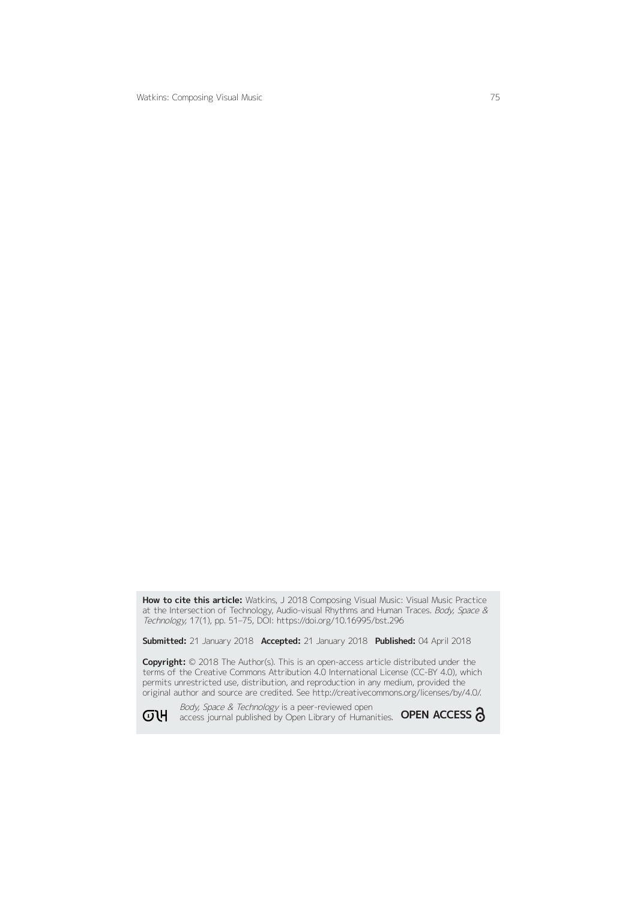**How to cite this article:** Watkins, J 2018 Composing Visual Music: Visual Music Practice at the Intersection of Technology, Audio-visual Rhythms and Human Traces. *Body, Space & Technology,* 17(1), pp. 51–75, DOI: https://doi.org/10.16995/bst.296

**Submitted:** 21 January 2018 **Accepted:** 21 January 2018 **Published:** 04 April 2018

**Copyright:** © 2018 The Author(s). This is an open-access article distributed under the terms of the Creative Commons Attribution 4.0 International License (CC-BY 4.0), which permits unrestricted use, distribution, and reproduction in any medium, provided the original author and source are credited. See http://creativecommons.org/licenses/by/4.0/.

*Body, Space & Technology* is a peer-reviewed open access journal published by Open Library of Humanities. **OPEN ACCESS**